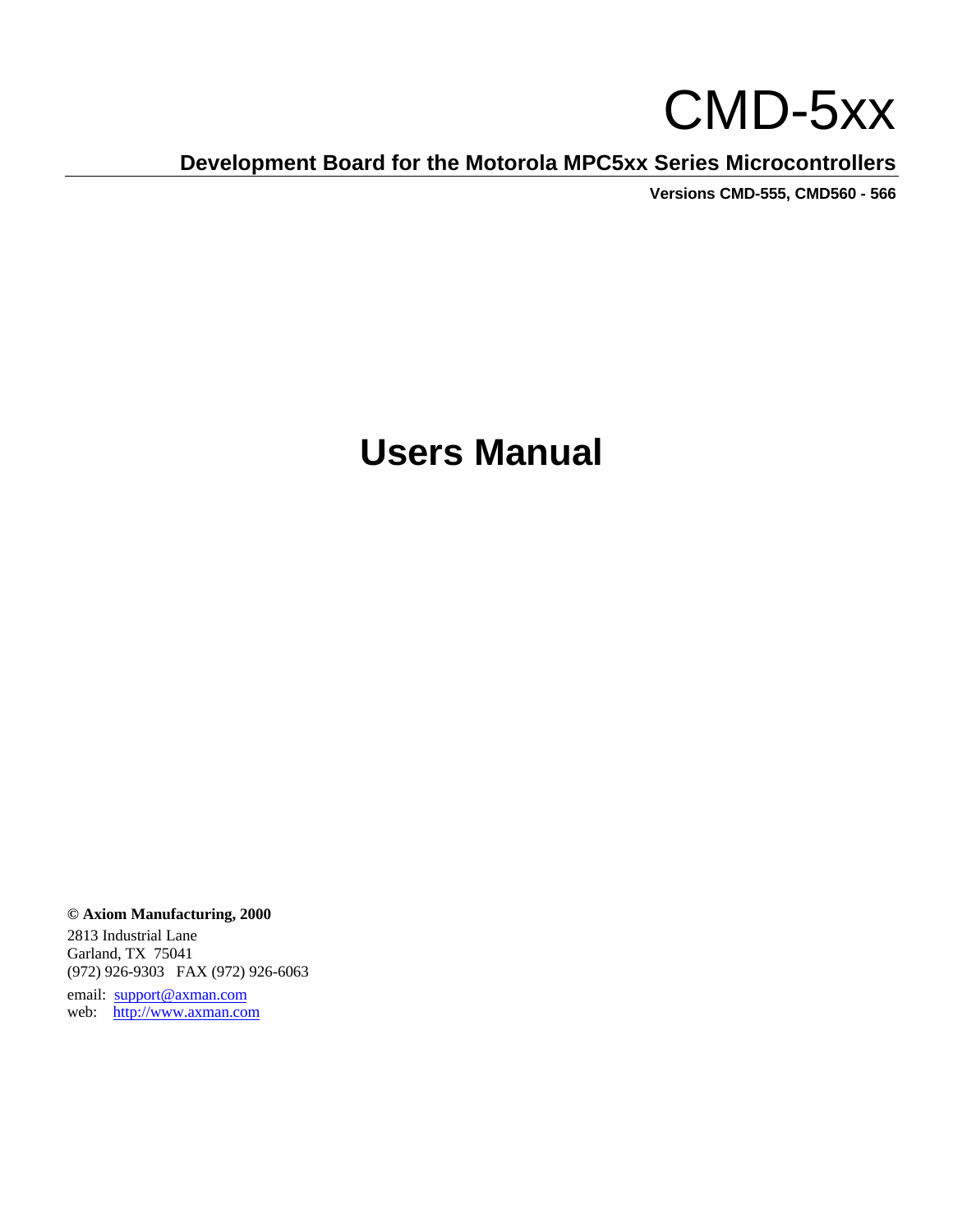# CMD-5xx

**Development Board for the Motorola MPC5xx Series Microcontrollers**

**Versions CMD-555, CMD560 - 566**

# Users Manual

**© Axiom Manufacturing, 2000**

2813 Industrial Lane
Garland, TX 75041
(972) 926-9303 FAX (972) 926-6063

email: support@axman.com
web: http://www.axman.com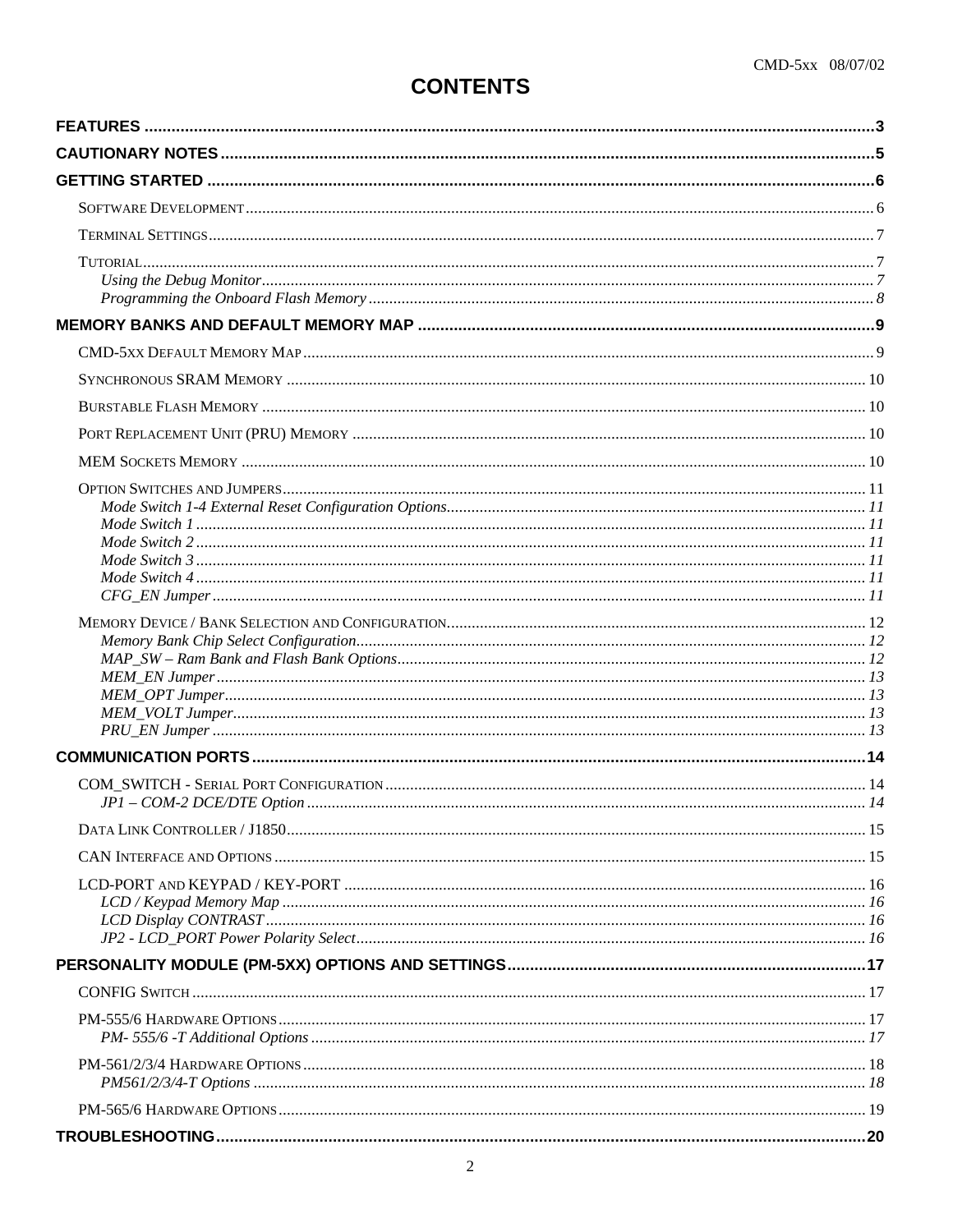# CONTENTS

**FEATURES** .......... 3

**CAUTIONARY NOTES** .......... 5

**GETTING STARTED** .......... 6

- SOFTWARE DEVELOPMENT .......... 6
- TERMINAL SETTINGS .......... 7
- TUTORIAL .......... 7
  - *Using the Debug Monitor* .......... 7
  - *Programming the Onboard Flash Memory* .......... 8

**MEMORY BANKS AND DEFAULT MEMORY MAP** .......... 9

- CMD-5XX DEFAULT MEMORY MAP .......... 9
- SYNCHRONOUS SRAM MEMORY .......... 10
- BURSTABLE FLASH MEMORY .......... 10
- PORT REPLACEMENT UNIT (PRU) MEMORY .......... 10
- MEM SOCKETS MEMORY .......... 10
- OPTION SWITCHES AND JUMPERS .......... 11
  - *Mode Switch 1-4 External Reset Configuration Options* .......... 11
  - *Mode Switch 1* .......... 11
  - *Mode Switch 2* .......... 11
  - *Mode Switch 3* .......... 11
  - *Mode Switch 4* .......... 11
  - *CFG_EN Jumper* .......... 11
- MEMORY DEVICE / BANK SELECTION AND CONFIGURATION .......... 12
  - *Memory Bank Chip Select Configuration* .......... 12
  - *MAP_SW – Ram Bank and Flash Bank Options* .......... 12
  - *MEM_EN Jumper* .......... 13
  - *MEM_OPT Jumper* .......... 13
  - *MEM_VOLT Jumper* .......... 13
  - *PRU_EN Jumper* .......... 13

**COMMUNICATION PORTS** .......... 14

- COM_SWITCH - SERIAL PORT CONFIGURATION .......... 14
  - *JP1 – COM-2 DCE/DTE Option* .......... 14
- DATA LINK CONTROLLER / J1850 .......... 15
- CAN INTERFACE AND OPTIONS .......... 15
- LCD-PORT AND KEYPAD / KEY-PORT .......... 16
  - *LCD / Keypad Memory Map* .......... 16
  - *LCD Display CONTRAST* .......... 16
  - *JP2 - LCD_PORT Power Polarity Select* .......... 16

**PERSONALITY MODULE (PM-5XX) OPTIONS AND SETTINGS** .......... 17

- CONFIG SWITCH .......... 17
- PM-555/6 HARDWARE OPTIONS .......... 17
  - *PM- 555/6 -T Additional Options* .......... 17
- PM-561/2/3/4 HARDWARE OPTIONS .......... 18
  - *PM561/2/3/4-T Options* .......... 18
- PM-565/6 HARDWARE OPTIONS .......... 19

**TROUBLESHOOTING** .......... 20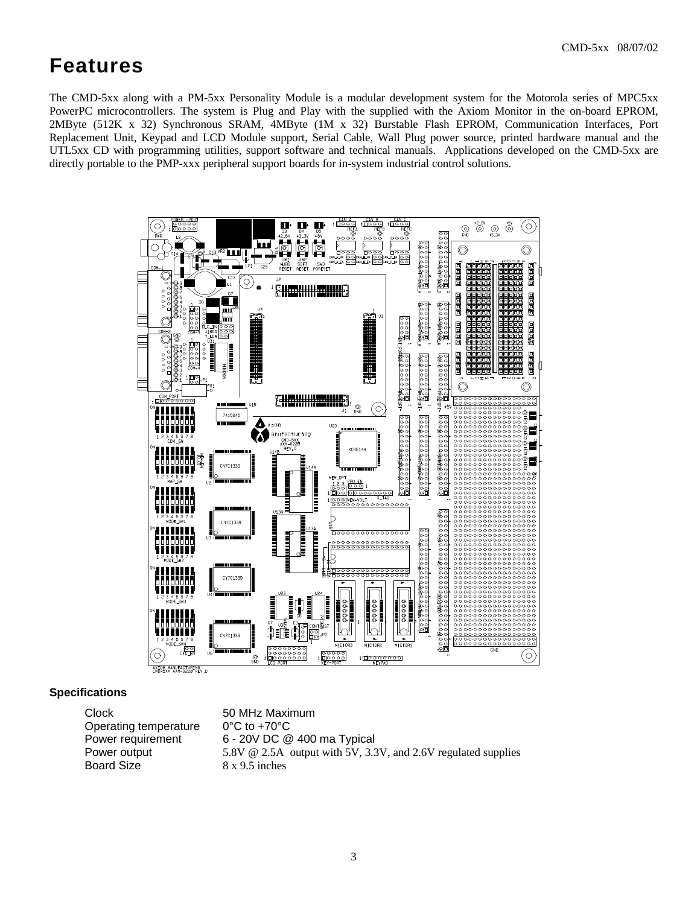# Features

The CMD-5xx along with a PM-5xx Personality Module is a modular development system for the Motorola series of MPC5xx PowerPC microcontrollers. The system is Plug and Play with the supplied with the Axiom Monitor in the on-board EPROM, 2MByte (512K x 32) Synchronous SRAM, 4MByte (1M x 32) Burstable Flash EPROM, Communication Interfaces, Port Replacement Unit, Keypad and LCD Module support, Serial Cable, Wall Plug power source, printed hardware manual and the UTL5xx CD with programming utilities, support software and technical manuals. Applications developed on the CMD-5xx are directly portable to the PMP-xxx peripheral support boards for in-system industrial control solutions.

### Specifications

| | |
|---|---|
| Clock | 50 MHz Maximum |
| Operating temperature | 0°C to +70°C |
| Power requirement | 6 - 20V DC @ 400 ma Typical |
| Power output | 5.8V @ 2.5A output with 5V, 3.3V, and 2.6V regulated supplies |
| Board Size | 8 x 9.5 inches |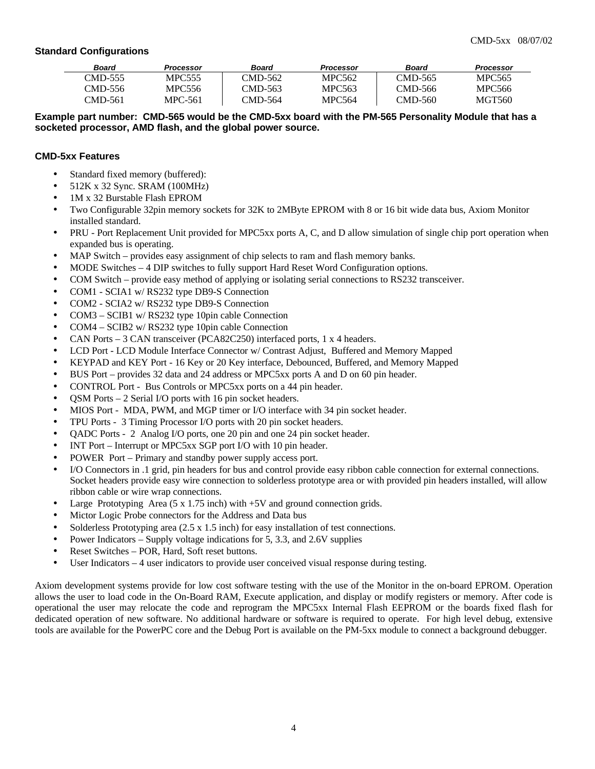### Standard Configurations

| Board | Processor | Board | Processor | Board | Processor |
|---|---|---|---|---|---|
| CMD-555 | MPC555 | CMD-562 | MPC562 | CMD-565 | MPC565 |
| CMD-556 | MPC556 | CMD-563 | MPC563 | CMD-566 | MPC566 |
| CMD-561 | MPC-561 | CMD-564 | MPC564 | CMD-560 | MGT560 |

**Example part number: CMD-565 would be the CMD-5xx board with the PM-565 Personality Module that has a socketed processor, AMD flash, and the global power source.**

### CMD-5xx Features

- Standard fixed memory (buffered):
- 512K x 32 Sync. SRAM (100MHz)
- 1M x 32 Burstable Flash EPROM
- Two Configurable 32pin memory sockets for 32K to 2MByte EPROM with 8 or 16 bit wide data bus, Axiom Monitor installed standard.
- PRU - Port Replacement Unit provided for MPC5xx ports A, C, and D allow simulation of single chip port operation when expanded bus is operating.
- MAP Switch – provides easy assignment of chip selects to ram and flash memory banks.
- MODE Switches – 4 DIP switches to fully support Hard Reset Word Configuration options.
- COM Switch – provide easy method of applying or isolating serial connections to RS232 transceiver.
- COM1 - SCIA1 w/ RS232 type DB9-S Connection
- COM2 - SCIA2 w/ RS232 type DB9-S Connection
- COM3 – SCIB1 w/ RS232 type 10pin cable Connection
- COM4 – SCIB2 w/ RS232 type 10pin cable Connection
- CAN Ports – 3 CAN transceiver (PCA82C250) interfaced ports, 1 x 4 headers.
- LCD Port - LCD Module Interface Connector w/ Contrast Adjust, Buffered and Memory Mapped
- KEYPAD and KEY Port - 16 Key or 20 Key interface, Debounced, Buffered, and Memory Mapped
- BUS Port – provides 32 data and 24 address or MPC5xx ports A and D on 60 pin header.
- CONTROL Port - Bus Controls or MPC5xx ports on a 44 pin header.
- QSM Ports – 2 Serial I/O ports with 16 pin socket headers.
- MIOS Port - MDA, PWM, and MGP timer or I/O interface with 34 pin socket header.
- TPU Ports - 3 Timing Processor I/O ports with 20 pin socket headers.
- QADC Ports - 2 Analog I/O ports, one 20 pin and one 24 pin socket header.
- INT Port – Interrupt or MPC5xx SGP port I/O with 10 pin header.
- POWER Port – Primary and standby power supply access port.
- I/O Connectors in .1 grid, pin headers for bus and control provide easy ribbon cable connection for external connections. Socket headers provide easy wire connection to solderless prototype area or with provided pin headers installed, will allow ribbon cable or wire wrap connections.
- Large Prototyping Area (5 x 1.75 inch) with +5V and ground connection grids.
- Mictor Logic Probe connectors for the Address and Data bus
- Solderless Prototyping area (2.5 x 1.5 inch) for easy installation of test connections.
- Power Indicators – Supply voltage indications for 5, 3.3, and 2.6V supplies
- Reset Switches – POR, Hard, Soft reset buttons.
- User Indicators – 4 user indicators to provide user conceived visual response during testing.

Axiom development systems provide for low cost software testing with the use of the Monitor in the on-board EPROM. Operation allows the user to load code in the On-Board RAM, Execute application, and display or modify registers or memory. After code is operational the user may relocate the code and reprogram the MPC5xx Internal Flash EEPROM or the boards fixed flash for dedicated operation of new software. No additional hardware or software is required to operate. For high level debug, extensive tools are available for the PowerPC core and the Debug Port is available on the PM-5xx module to connect a background debugger.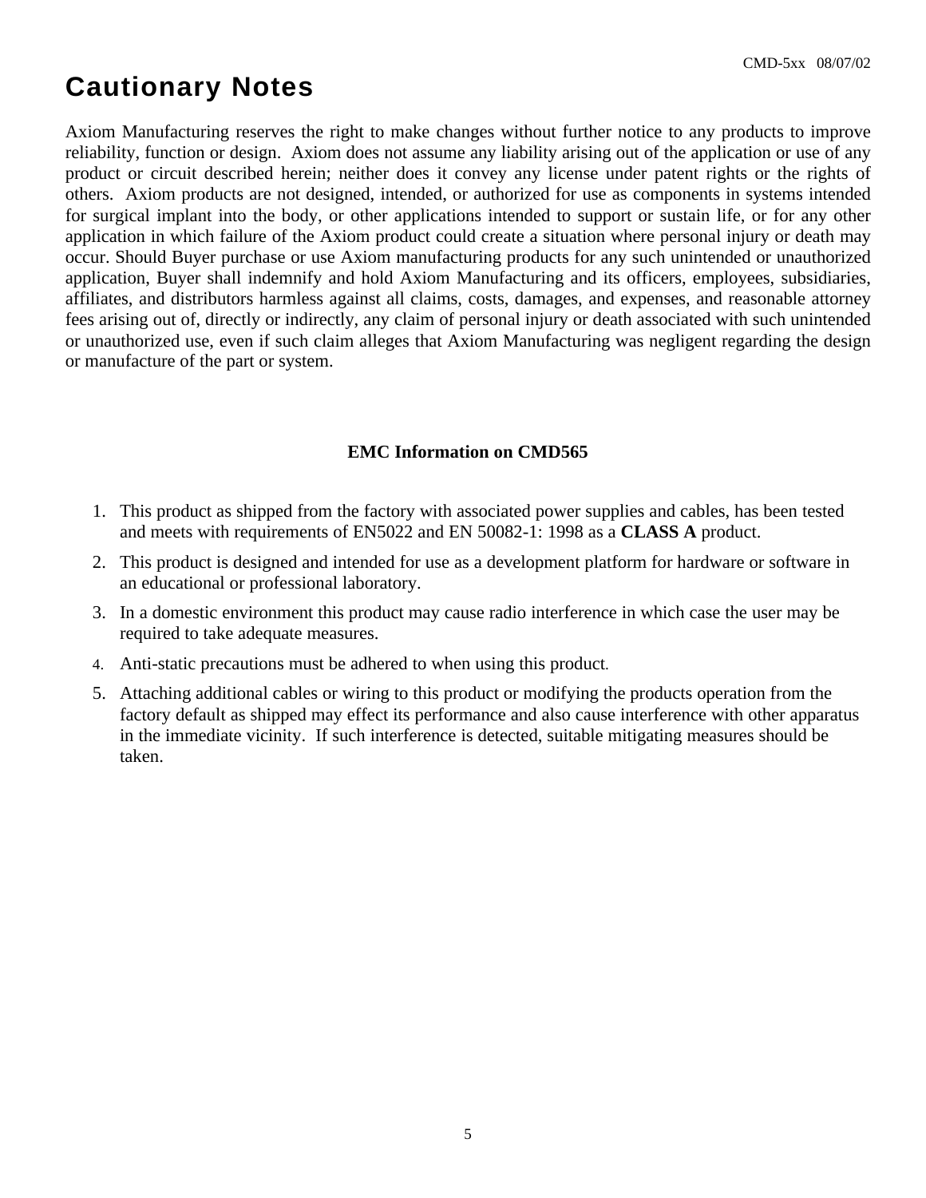# Cautionary Notes

Axiom Manufacturing reserves the right to make changes without further notice to any products to improve reliability, function or design. Axiom does not assume any liability arising out of the application or use of any product or circuit described herein; neither does it convey any license under patent rights or the rights of others. Axiom products are not designed, intended, or authorized for use as components in systems intended for surgical implant into the body, or other applications intended to support or sustain life, or for any other application in which failure of the Axiom product could create a situation where personal injury or death may occur. Should Buyer purchase or use Axiom manufacturing products for any such unintended or unauthorized application, Buyer shall indemnify and hold Axiom Manufacturing and its officers, employees, subsidiaries, affiliates, and distributors harmless against all claims, costs, damages, and expenses, and reasonable attorney fees arising out of, directly or indirectly, any claim of personal injury or death associated with such unintended or unauthorized use, even if such claim alleges that Axiom Manufacturing was negligent regarding the design or manufacture of the part or system.

**EMC Information on CMD565**

1. This product as shipped from the factory with associated power supplies and cables, has been tested and meets with requirements of EN5022 and EN 50082-1: 1998 as a **CLASS A** product.
2. This product is designed and intended for use as a development platform for hardware or software in an educational or professional laboratory.
3. In a domestic environment this product may cause radio interference in which case the user may be required to take adequate measures.
4. Anti-static precautions must be adhered to when using this product.
5. Attaching additional cables or wiring to this product or modifying the products operation from the factory default as shipped may effect its performance and also cause interference with other apparatus in the immediate vicinity. If such interference is detected, suitable mitigating measures should be taken.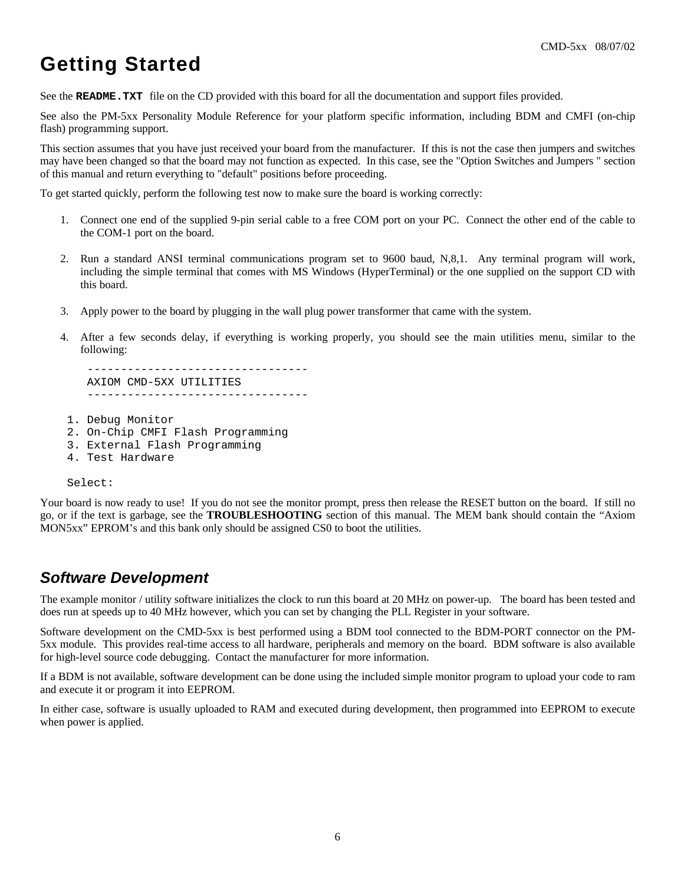# Getting Started

See the **README.TXT** file on the CD provided with this board for all the documentation and support files provided.

See also the PM-5xx Personality Module Reference for your platform specific information, including BDM and CMFI (on-chip flash) programming support.

This section assumes that you have just received your board from the manufacturer. If this is not the case then jumpers and switches may have been changed so that the board may not function as expected. In this case, see the "Option Switches and Jumpers " section of this manual and return everything to "default" positions before proceeding.

To get started quickly, perform the following test now to make sure the board is working correctly:

1. Connect one end of the supplied 9-pin serial cable to a free COM port on your PC. Connect the other end of the cable to the COM-1 port on the board.

2. Run a standard ANSI terminal communications program set to 9600 baud, N,8,1. Any terminal program will work, including the simple terminal that comes with MS Windows (HyperTerminal) or the one supplied on the support CD with this board.

3. Apply power to the board by plugging in the wall plug power transformer that came with the system.

4. After a few seconds delay, if everything is working properly, you should see the main utilities menu, similar to the following:

```
     --------------------------------
     AXIOM CMD-5XX UTILITIES
     --------------------------------

  1. Debug Monitor
  2. On-Chip CMFI Flash Programming
  3. External Flash Programming
  4. Test Hardware

  Select:
```

Your board is now ready to use! If you do not see the monitor prompt, press then release the RESET button on the board. If still no go, or if the text is garbage, see the **TROUBLESHOOTING** section of this manual. The MEM bank should contain the “Axiom MON5xx” EPROM’s and this bank only should be assigned CS0 to boot the utilities.

## *Software Development*

The example monitor / utility software initializes the clock to run this board at 20 MHz on power-up. The board has been tested and does run at speeds up to 40 MHz however, which you can set by changing the PLL Register in your software.

Software development on the CMD-5xx is best performed using a BDM tool connected to the BDM-PORT connector on the PM-5xx module. This provides real-time access to all hardware, peripherals and memory on the board. BDM software is also available for high-level source code debugging. Contact the manufacturer for more information.

If a BDM is not available, software development can be done using the included simple monitor program to upload your code to ram and execute it or program it into EEPROM.

In either case, software is usually uploaded to RAM and executed during development, then programmed into EEPROM to execute when power is applied.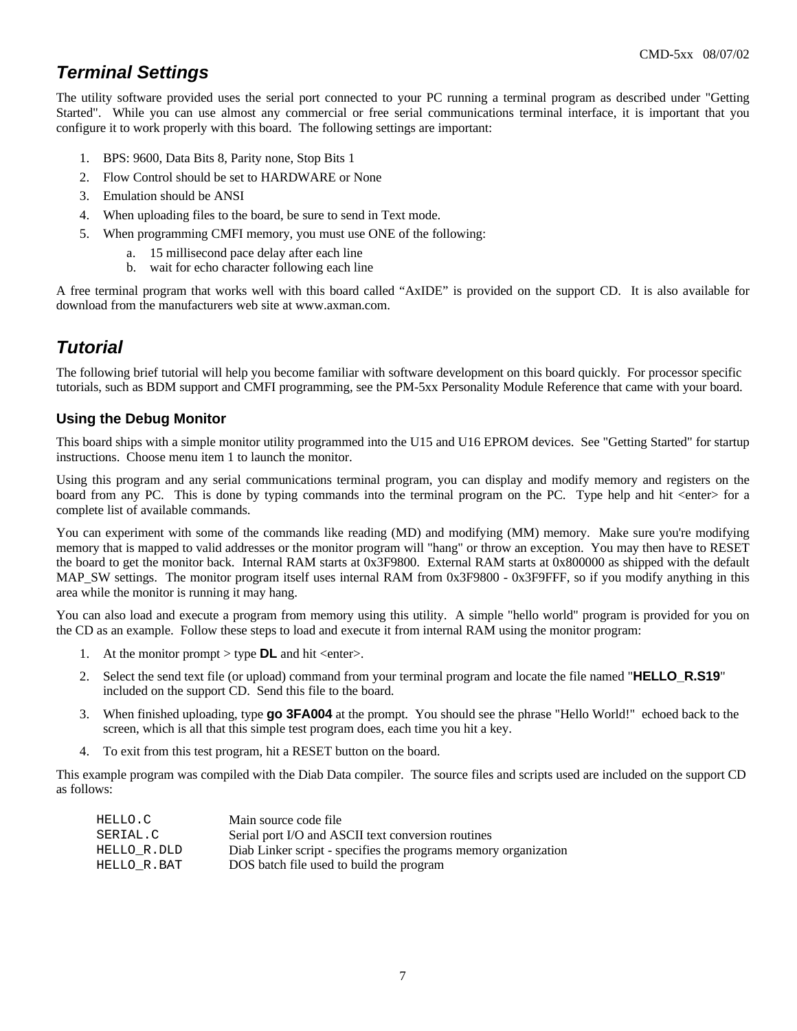## *Terminal Settings*

The utility software provided uses the serial port connected to your PC running a terminal program as described under "Getting Started". While you can use almost any commercial or free serial communications terminal interface, it is important that you configure it to work properly with this board. The following settings are important:

1. BPS: 9600, Data Bits 8, Parity none, Stop Bits 1
2. Flow Control should be set to HARDWARE or None
3. Emulation should be ANSI
4. When uploading files to the board, be sure to send in Text mode.
5. When programming CMFI memory, you must use ONE of the following:
    a. 15 millisecond pace delay after each line
    b. wait for echo character following each line

A free terminal program that works well with this board called "AxIDE" is provided on the support CD. It is also available for download from the manufacturers web site at www.axman.com.

## *Tutorial*

The following brief tutorial will help you become familiar with software development on this board quickly. For processor specific tutorials, such as BDM support and CMFI programming, see the PM-5xx Personality Module Reference that came with your board.

### Using the Debug Monitor

This board ships with a simple monitor utility programmed into the U15 and U16 EPROM devices. See "Getting Started" for startup instructions. Choose menu item 1 to launch the monitor.

Using this program and any serial communications terminal program, you can display and modify memory and registers on the board from any PC. This is done by typing commands into the terminal program on the PC. Type help and hit <enter> for a complete list of available commands.

You can experiment with some of the commands like reading (MD) and modifying (MM) memory. Make sure you're modifying memory that is mapped to valid addresses or the monitor program will "hang" or throw an exception. You may then have to RESET the board to get the monitor back. Internal RAM starts at 0x3F9800. External RAM starts at 0x800000 as shipped with the default MAP_SW settings. The monitor program itself uses internal RAM from 0x3F9800 - 0x3F9FFF, so if you modify anything in this area while the monitor is running it may hang.

You can also load and execute a program from memory using this utility. A simple "hello world" program is provided for you on the CD as an example. Follow these steps to load and execute it from internal RAM using the monitor program:

1. At the monitor prompt > type **DL** and hit <enter>.
2. Select the send text file (or upload) command from your terminal program and locate the file named "**HELLO_R.S19**" included on the support CD. Send this file to the board.
3. When finished uploading, type **go 3FA004** at the prompt. You should see the phrase "Hello World!" echoed back to the screen, which is all that this simple test program does, each time you hit a key.
4. To exit from this test program, hit a RESET button on the board.

This example program was compiled with the Diab Data compiler. The source files and scripts used are included on the support CD as follows:

| | |
|---|---|
| `HELLO.C` | Main source code file |
| `SERIAL.C` | Serial port I/O and ASCII text conversion routines |
| `HELLO_R.DLD` | Diab Linker script - specifies the programs memory organization |
| `HELLO_R.BAT` | DOS batch file used to build the program |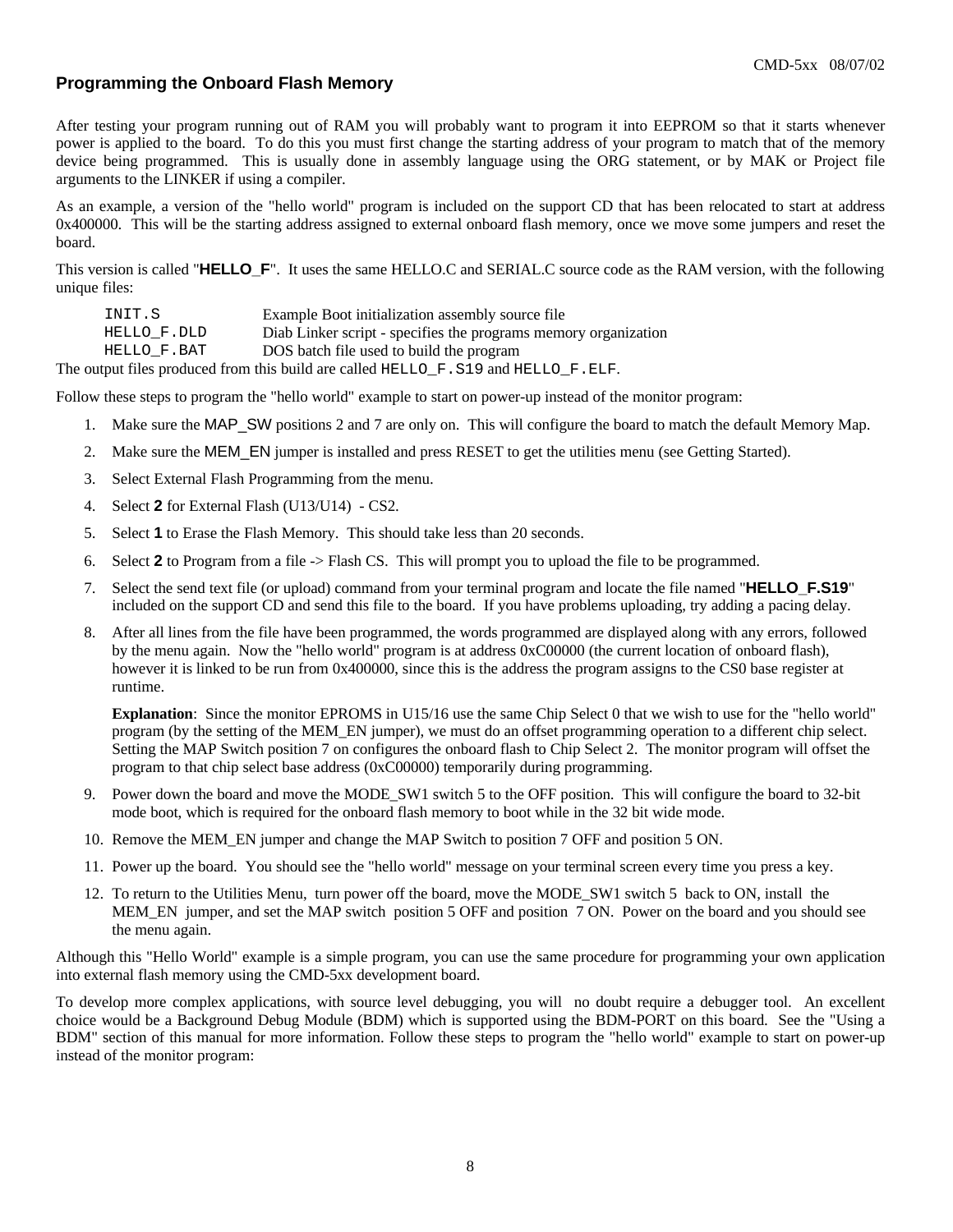## Programming the Onboard Flash Memory

After testing your program running out of RAM you will probably want to program it into EEPROM so that it starts whenever power is applied to the board. To do this you must first change the starting address of your program to match that of the memory device being programmed. This is usually done in assembly language using the ORG statement, or by MAK or Project file arguments to the LINKER if using a compiler.

As an example, a version of the "hello world" program is included on the support CD that has been relocated to start at address 0x400000. This will be the starting address assigned to external onboard flash memory, once we move some jumpers and reset the board.

This version is called "**HELLO_F**". It uses the same HELLO.C and SERIAL.C source code as the RAM version, with the following unique files:

| | |
|---|---|
| `INIT.S` | Example Boot initialization assembly source file |
| `HELLO_F.DLD` | Diab Linker script - specifies the programs memory organization |
| `HELLO_F.BAT` | DOS batch file used to build the program |

The output files produced from this build are called `HELLO_F.S19` and `HELLO_F.ELF`.

Follow these steps to program the "hello world" example to start on power-up instead of the monitor program:

1. Make sure the MAP_SW positions 2 and 7 are only on. This will configure the board to match the default Memory Map.
2. Make sure the MEM_EN jumper is installed and press RESET to get the utilities menu (see Getting Started).
3. Select External Flash Programming from the menu.
4. Select **2** for External Flash (U13/U14) - CS2.
5. Select **1** to Erase the Flash Memory. This should take less than 20 seconds.
6. Select **2** to Program from a file -> Flash CS. This will prompt you to upload the file to be programmed.
7. Select the send text file (or upload) command from your terminal program and locate the file named "**HELLO_F.S19**" included on the support CD and send this file to the board. If you have problems uploading, try adding a pacing delay.
8. After all lines from the file have been programmed, the words programmed are displayed along with any errors, followed by the menu again. Now the "hello world" program is at address 0xC00000 (the current location of onboard flash), however it is linked to be run from 0x400000, since this is the address the program assigns to the CS0 base register at runtime.

   **Explanation**: Since the monitor EPROMS in U15/16 use the same Chip Select 0 that we wish to use for the "hello world" program (by the setting of the MEM_EN jumper), we must do an offset programming operation to a different chip select. Setting the MAP Switch position 7 on configures the onboard flash to Chip Select 2. The monitor program will offset the program to that chip select base address (0xC00000) temporarily during programming.

9. Power down the board and move the MODE_SW1 switch 5 to the OFF position. This will configure the board to 32-bit mode boot, which is required for the onboard flash memory to boot while in the 32 bit wide mode.
10. Remove the MEM_EN jumper and change the MAP Switch to position 7 OFF and position 5 ON.
11. Power up the board. You should see the "hello world" message on your terminal screen every time you press a key.
12. To return to the Utilities Menu, turn power off the board, move the MODE_SW1 switch 5 back to ON, install the MEM_EN jumper, and set the MAP switch position 5 OFF and position 7 ON. Power on the board and you should see the menu again.

Although this "Hello World" example is a simple program, you can use the same procedure for programming your own application into external flash memory using the CMD-5xx development board.

To develop more complex applications, with source level debugging, you will no doubt require a debugger tool. An excellent choice would be a Background Debug Module (BDM) which is supported using the BDM-PORT on this board. See the "Using a BDM" section of this manual for more information. Follow these steps to program the "hello world" example to start on power-up instead of the monitor program: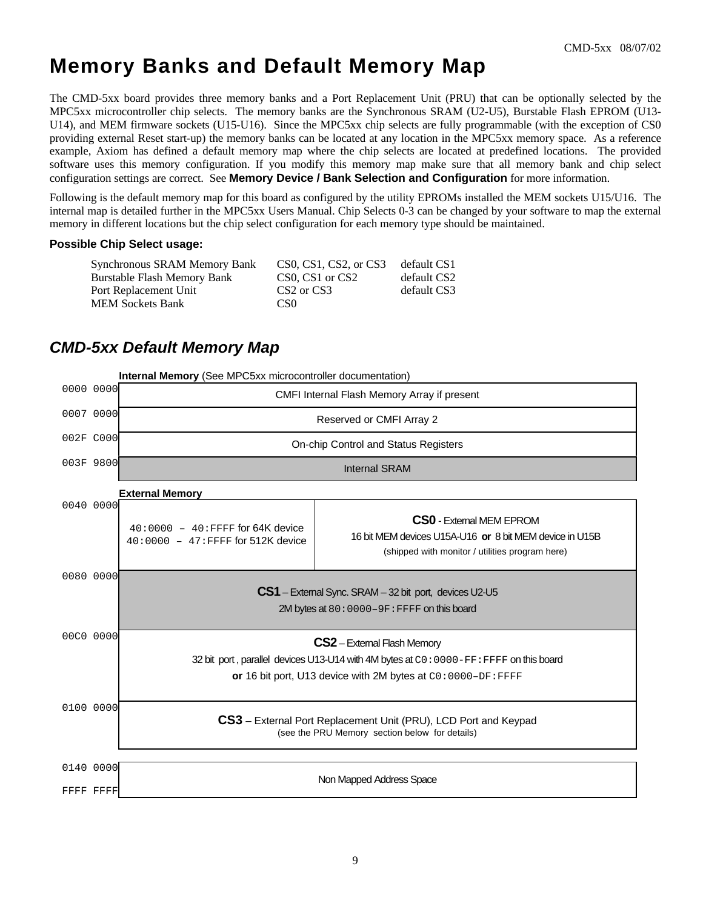# Memory Banks and Default Memory Map

The CMD-5xx board provides three memory banks and a Port Replacement Unit (PRU) that can be optionally selected by the MPC5xx microcontroller chip selects. The memory banks are the Synchronous SRAM (U2-U5), Burstable Flash EPROM (U13-U14), and MEM firmware sockets (U15-U16). Since the MPC5xx chip selects are fully programmable (with the exception of CS0 providing external Reset start-up) the memory banks can be located at any location in the MPC5xx memory space. As a reference example, Axiom has defined a default memory map where the chip selects are located at predefined locations. The provided software uses this memory configuration. If you modify this memory map make sure that all memory bank and chip select configuration settings are correct. See **Memory Device / Bank Selection and Configuration** for more information.

Following is the default memory map for this board as configured by the utility EPROMs installed the MEM sockets U15/U16. The internal map is detailed further in the MPC5xx Users Manual. Chip Selects 0-3 can be changed by your software to map the external memory in different locations but the chip select configuration for each memory type should be maintained.

**Possible Chip Select usage:**

| | | |
|---|---|---|
| Synchronous SRAM Memory Bank | CS0, CS1, CS2, or CS3 | default CS1 |
| Burstable Flash Memory Bank | CS0, CS1 or CS2 | default CS2 |
| Port Replacement Unit | CS2 or CS3 | default CS3 |
| MEM Sockets Bank | CS0 | |

## *CMD-5xx Default Memory Map*

**Internal Memory** (See MPC5xx microcontroller documentation)

| Address | Description |
|---|---|
| 0000 0000 | CMFI Internal Flash Memory Array if present |
| 0007 0000 | Reserved or CMFI Array 2 |
| 002F C000 | On-chip Control and Status Registers |
| 003F 9800 | Internal SRAM |

**External Memory**

| Address | Description | |
|---|---|---|
| 0040 0000 | `40:0000 – 40:FFFF` for 64K device<br>`40:0000 – 47:FFFF` for 512K device | **CS0** - External MEM EPROM<br>16 bit MEM devices U15A-U16 **or** 8 bit MEM device in U15B<br>(shipped with monitor / utilities program here) |
| 0080 0000 | **CS1** – External Sync. SRAM – 32 bit port, devices U2-U5<br>2M bytes at `80:0000–9F:FFFF` on this board | |
| 00C0 0000 | **CS2** – External Flash Memory<br>32 bit port , parallel devices U13-U14 with 4M bytes at `C0:0000-FF:FFFF` on this board<br>**or** 16 bit port, U13 device with 2M bytes at `C0:0000–DF:FFFF` | |
| 0100 0000 | **CS3** – External Port Replacement Unit (PRU), LCD Port and Keypad<br>(see the PRU Memory section below for details) | |
| 0140 0000 – FFFF FFFF | Non Mapped Address Space | |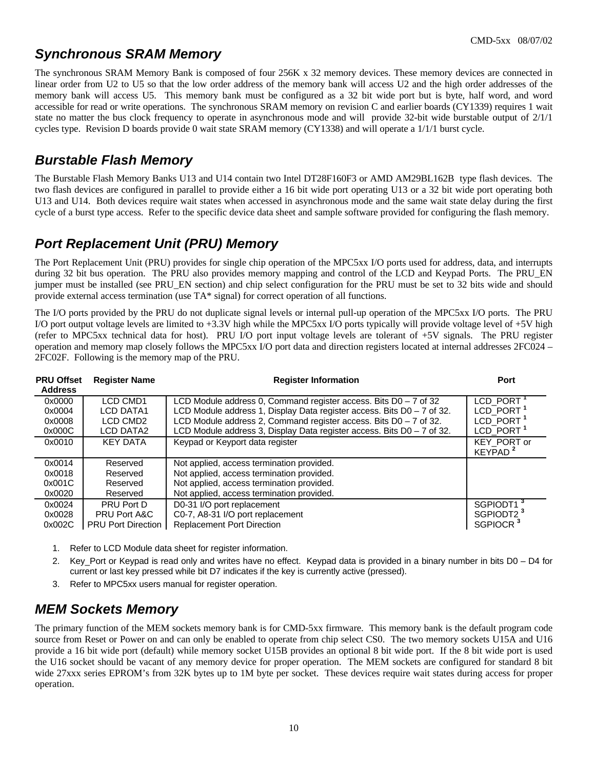## Synchronous SRAM Memory

The synchronous SRAM Memory Bank is composed of four 256K x 32 memory devices. These memory devices are connected in linear order from U2 to U5 so that the low order address of the memory bank will access U2 and the high order addresses of the memory bank will access U5. This memory bank must be configured as a 32 bit wide port but is byte, half word, and word accessible for read or write operations. The synchronous SRAM memory on revision C and earlier boards (CY1339) requires 1 wait state no matter the bus clock frequency to operate in asynchronous mode and will provide 32-bit wide burstable output of 2/1/1 cycles type. Revision D boards provide 0 wait state SRAM memory (CY1338) and will operate a 1/1/1 burst cycle.

## Burstable Flash Memory

The Burstable Flash Memory Banks U13 and U14 contain two Intel DT28F160F3 or AMD AM29BL162B type flash devices. The two flash devices are configured in parallel to provide either a 16 bit wide port operating U13 or a 32 bit wide port operating both U13 and U14. Both devices require wait states when accessed in asynchronous mode and the same wait state delay during the first cycle of a burst type access. Refer to the specific device data sheet and sample software provided for configuring the flash memory.

## Port Replacement Unit (PRU) Memory

The Port Replacement Unit (PRU) provides for single chip operation of the MPC5xx I/O ports used for address, data, and interrupts during 32 bit bus operation. The PRU also provides memory mapping and control of the LCD and Keypad Ports. The PRU_EN jumper must be installed (see PRU_EN section) and chip select configuration for the PRU must be set to 32 bits wide and should provide external access termination (use TA* signal) for correct operation of all functions.

The I/O ports provided by the PRU do not duplicate signal levels or internal pull-up operation of the MPC5xx I/O ports. The PRU I/O port output voltage levels are limited to +3.3V high while the MPC5xx I/O ports typically will provide voltage level of +5V high (refer to MPC5xx technical data for host). PRU I/O port input voltage levels are tolerant of +5V signals. The PRU register operation and memory map closely follows the MPC5xx I/O port data and direction registers located at internal addresses 2FC024 – 2FC02F. Following is the memory map of the PRU.

| PRU Offset Address | Register Name | Register Information | Port |
|---|---|---|---|
| 0x0000 | LCD CMD1 | LCD Module address 0, Command register access. Bits D0 – 7 of 32 | LCD_PORT [1] |
| 0x0004 | LCD DATA1 | LCD Module address 1, Display Data register access. Bits D0 – 7 of 32. | LCD_PORT [1] |
| 0x0008 | LCD CMD2 | LCD Module address 2, Command register access. Bits D0 – 7 of 32. | LCD_PORT [1] |
| 0x000C | LCD DATA2 | LCD Module address 3, Display Data register access. Bits D0 – 7 of 32. | LCD_PORT [1] |
| 0x0010 | KEY DATA | Keypad or Keyport data register | KEY_PORT or KEYPAD [2] |
| 0x0014 | Reserved | Not applied, access termination provided. | |
| 0x0018 | Reserved | Not applied, access termination provided. | |
| 0x001C | Reserved | Not applied, access termination provided. | |
| 0x0020 | Reserved | Not applied, access termination provided. | |
| 0x0024 | PRU Port D | D0-31 I/O port replacement | SGPIODT1 [3] |
| 0x0028 | PRU Port A&C | C0-7, A8-31 I/O port replacement | SGPIODT2 [3] |
| 0x002C | PRU Port Direction | Replacement Port Direction | SGPIOCR [3] |

1. Refer to LCD Module data sheet for register information.
2. Key_Port or Keypad is read only and writes have no effect. Keypad data is provided in a binary number in bits D0 – D4 for current or last key pressed while bit D7 indicates if the key is currently active (pressed).
3. Refer to MPC5xx users manual for register operation.

## MEM Sockets Memory

The primary function of the MEM sockets memory bank is for CMD-5xx firmware. This memory bank is the default program code source from Reset or Power on and can only be enabled to operate from chip select CS0. The two memory sockets U15A and U16 provide a 16 bit wide port (default) while memory socket U15B provides an optional 8 bit wide port. If the 8 bit wide port is used the U16 socket should be vacant of any memory device for proper operation. The MEM sockets are configured for standard 8 bit wide 27xxx series EPROM's from 32K bytes up to 1M byte per socket. These devices require wait states during access for proper operation.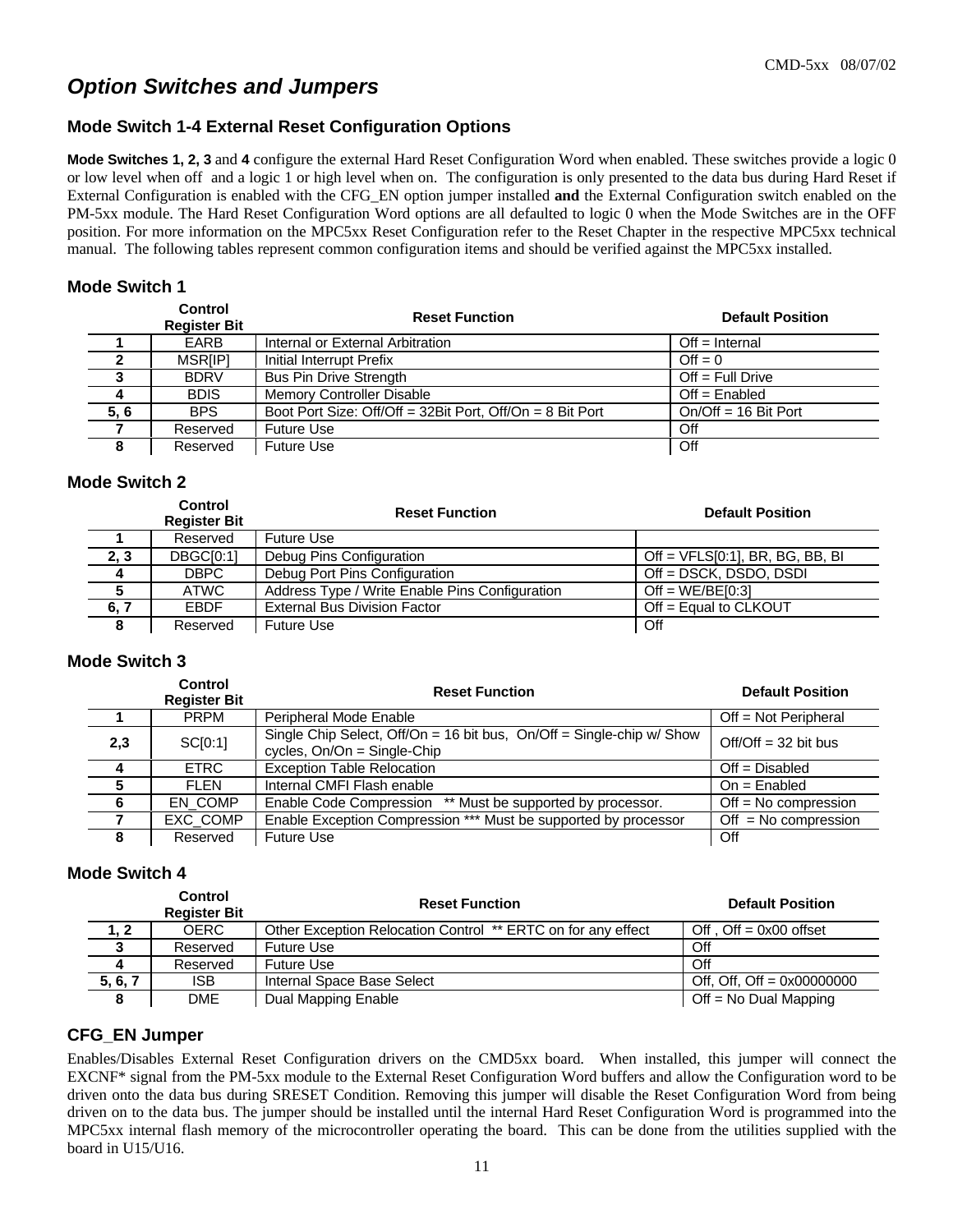# *Option Switches and Jumpers*

## Mode Switch 1-4 External Reset Configuration Options

**Mode Switches 1, 2, 3** and **4** configure the external Hard Reset Configuration Word when enabled. These switches provide a logic 0 or low level when off and a logic 1 or high level when on. The configuration is only presented to the data bus during Hard Reset if External Configuration is enabled with the CFG_EN option jumper installed **and** the External Configuration switch enabled on the PM-5xx module. The Hard Reset Configuration Word options are all defaulted to logic 0 when the Mode Switches are in the OFF position. For more information on the MPC5xx Reset Configuration refer to the Reset Chapter in the respective MPC5xx technical manual. The following tables represent common configuration items and should be verified against the MPC5xx installed.

### Mode Switch 1

| | Control Register Bit | Reset Function | Default Position |
|---|---|---|---|
| **1** | EARB | Internal or External Arbitration | Off = Internal |
| **2** | MSR[IP] | Initial Interrupt Prefix | Off = 0 |
| **3** | BDRV | Bus Pin Drive Strength | Off = Full Drive |
| **4** | BDIS | Memory Controller Disable | Off = Enabled |
| **5, 6** | BPS | Boot Port Size: Off/Off = 32Bit Port, Off/On = 8 Bit Port | On/Off = 16 Bit Port |
| **7** | Reserved | Future Use | Off |
| **8** | Reserved | Future Use | Off |

### Mode Switch 2

| | Control Register Bit | Reset Function | Default Position |
|---|---|---|---|
| **1** | Reserved | Future Use | |
| **2, 3** | DBGC[0:1] | Debug Pins Configuration | Off = VFLS[0:1], BR, BG, BB, BI |
| **4** | DBPC | Debug Port Pins Configuration | Off = DSCK, DSDO, DSDI |
| **5** | ATWC | Address Type / Write Enable Pins Configuration | Off = WE/BE[0:3] |
| **6, 7** | EBDF | External Bus Division Factor | Off = Equal to CLKOUT |
| **8** | Reserved | Future Use | Off |

### Mode Switch 3

| | Control Register Bit | Reset Function | Default Position |
|---|---|---|---|
| **1** | PRPM | Peripheral Mode Enable | Off = Not Peripheral |
| **2,3** | SC[0:1] | Single Chip Select, Off/On = 16 bit bus, On/Off = Single-chip w/ Show cycles, On/On = Single-Chip | Off/Off = 32 bit bus |
| **4** | ETRC | Exception Table Relocation | Off = Disabled |
| **5** | FLEN | Internal CMFI Flash enable | On = Enabled |
| **6** | EN_COMP | Enable Code Compression ** Must be supported by processor. | Off = No compression |
| **7** | EXC_COMP | Enable Exception Compression *** Must be supported by processor | Off = No compression |
| **8** | Reserved | Future Use | Off |

### Mode Switch 4

| | Control Register Bit | Reset Function | Default Position |
|---|---|---|---|
| **1, 2** | OERC | Other Exception Relocation Control ** ERTC on for any effect | Off , Off = 0x00 offset |
| **3** | Reserved | Future Use | Off |
| **4** | Reserved | Future Use | Off |
| **5, 6, 7** | ISB | Internal Space Base Select | Off, Off, Off = 0x00000000 |
| **8** | DME | Dual Mapping Enable | Off = No Dual Mapping |

## CFG_EN Jumper

Enables/Disables External Reset Configuration drivers on the CMD5xx board. When installed, this jumper will connect the EXCNF* signal from the PM-5xx module to the External Reset Configuration Word buffers and allow the Configuration word to be driven onto the data bus during SRESET Condition. Removing this jumper will disable the Reset Configuration Word from being driven on to the data bus. The jumper should be installed until the internal Hard Reset Configuration Word is programmed into the MPC5xx internal flash memory of the microcontroller operating the board. This can be done from the utilities supplied with the board in U15/U16.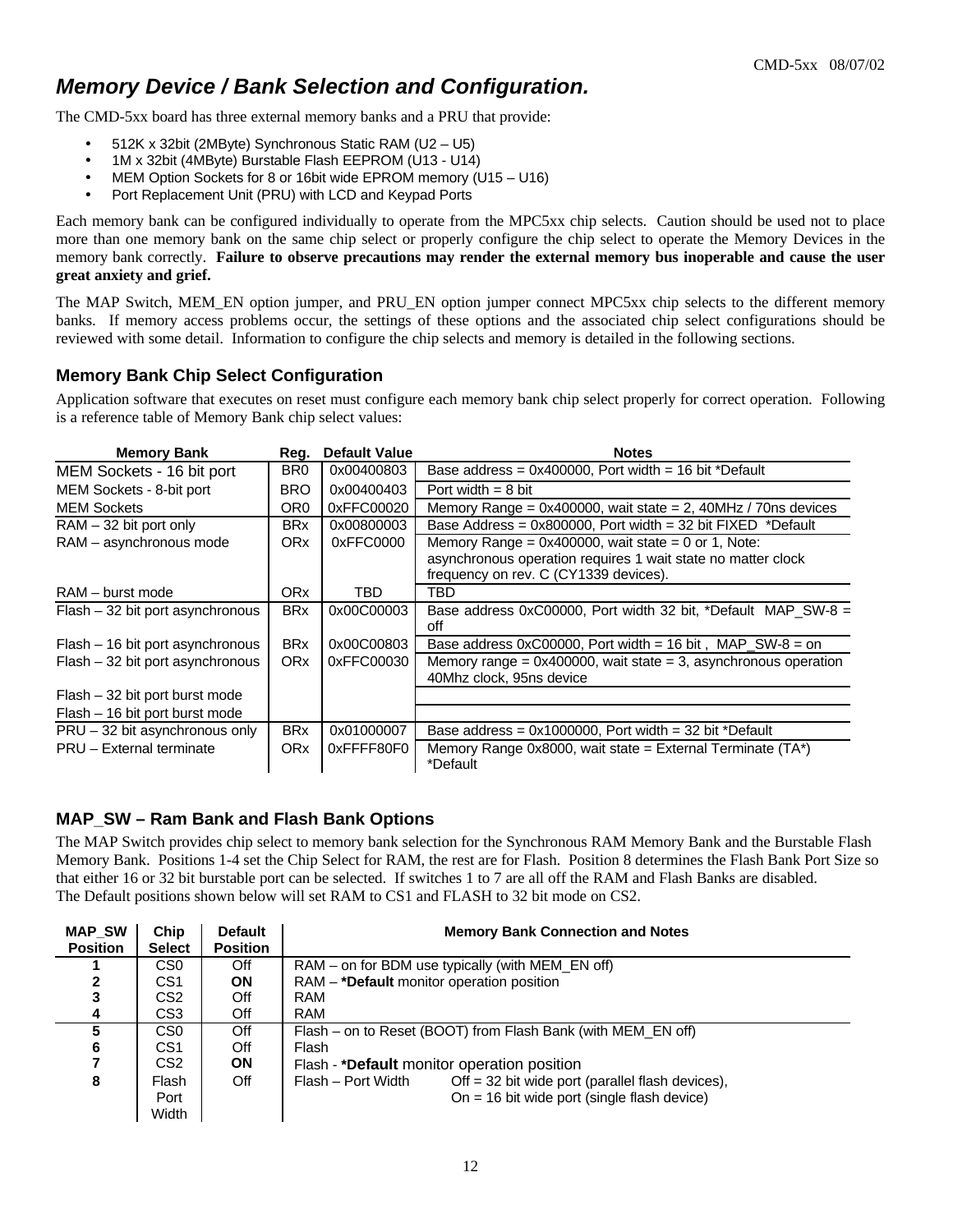# *Memory Device / Bank Selection and Configuration.*

The CMD-5xx board has three external memory banks and a PRU that provide:

- 512K x 32bit (2MByte) Synchronous Static RAM (U2 – U5)
- 1M x 32bit (4MByte) Burstable Flash EEPROM (U13 - U14)
- MEM Option Sockets for 8 or 16bit wide EPROM memory (U15 – U16)
- Port Replacement Unit (PRU) with LCD and Keypad Ports

Each memory bank can be configured individually to operate from the MPC5xx chip selects. Caution should be used not to place more than one memory bank on the same chip select or properly configure the chip select to operate the Memory Devices in the memory bank correctly. **Failure to observe precautions may render the external memory bus inoperable and cause the user great anxiety and grief.**

The MAP Switch, MEM_EN option jumper, and PRU_EN option jumper connect MPC5xx chip selects to the different memory banks. If memory access problems occur, the settings of these options and the associated chip select configurations should be reviewed with some detail. Information to configure the chip selects and memory is detailed in the following sections.

## Memory Bank Chip Select Configuration

Application software that executes on reset must configure each memory bank chip select properly for correct operation. Following is a reference table of Memory Bank chip select values:

| Memory Bank | Reg. | Default Value | Notes |
|---|---|---|---|
| MEM Sockets - 16 bit port | BR0 | 0x00400803 | Base address = 0x400000, Port width = 16 bit *Default |
| MEM Sockets - 8-bit port | BRO | 0x00400403 | Port width = 8 bit |
| MEM Sockets | OR0 | 0xFFC00020 | Memory Range = 0x400000, wait state = 2, 40MHz / 70ns devices |
| RAM – 32 bit port only | BRx | 0x00800003 | Base Address = 0x800000, Port width = 32 bit FIXED *Default |
| RAM – asynchronous mode | ORx | 0xFFC0000 | Memory Range = 0x400000, wait state = 0 or 1, Note: asynchronous operation requires 1 wait state no matter clock frequency on rev. C (CY1339 devices). |
| RAM – burst mode | ORx | TBD | TBD |
| Flash – 32 bit port asynchronous | BRx | 0x00C00003 | Base address 0xC00000, Port width 32 bit, *Default MAP_SW-8 = off |
| Flash – 16 bit port asynchronous | BRx | 0x00C00803 | Base address 0xC00000, Port width = 16 bit , MAP_SW-8 = on |
| Flash – 32 bit port asynchronous | ORx | 0xFFC00030 | Memory range = 0x400000, wait state = 3, asynchronous operation 40Mhz clock, 95ns device |
| Flash – 32 bit port burst mode | | | |
| Flash – 16 bit port burst mode | | | |
| PRU – 32 bit asynchronous only | BRx | 0x01000007 | Base address = 0x1000000, Port width = 32 bit *Default |
| PRU – External terminate | ORx | 0xFFFF80F0 | Memory Range 0x8000, wait state = External Terminate (TA*) *Default |

## MAP_SW – Ram Bank and Flash Bank Options

The MAP Switch provides chip select to memory bank selection for the Synchronous RAM Memory Bank and the Burstable Flash Memory Bank. Positions 1-4 set the Chip Select for RAM, the rest are for Flash. Position 8 determines the Flash Bank Port Size so that either 16 or 32 bit burstable port can be selected. If switches 1 to 7 are all off the RAM and Flash Banks are disabled. The Default positions shown below will set RAM to CS1 and FLASH to 32 bit mode on CS2.

| MAP_SW Position | Chip Select | Default Position | Memory Bank Connection and Notes |
|---|---|---|---|
| **1** | CS0 | Off | RAM – on for BDM use typically (with MEM_EN off) |
| **2** | CS1 | **ON** | RAM – ***Default** monitor operation position |
| **3** | CS2 | Off | RAM |
| **4** | CS3 | Off | RAM |
| **5** | CS0 | Off | Flash – on to Reset (BOOT) from Flash Bank (with MEM_EN off) |
| **6** | CS1 | Off | Flash |
| **7** | CS2 | **ON** | Flash - ***Default** monitor operation position |
| **8** | Flash Port Width | Off | Flash – Port Width: Off = 32 bit wide port (parallel flash devices), On = 16 bit wide port (single flash device) |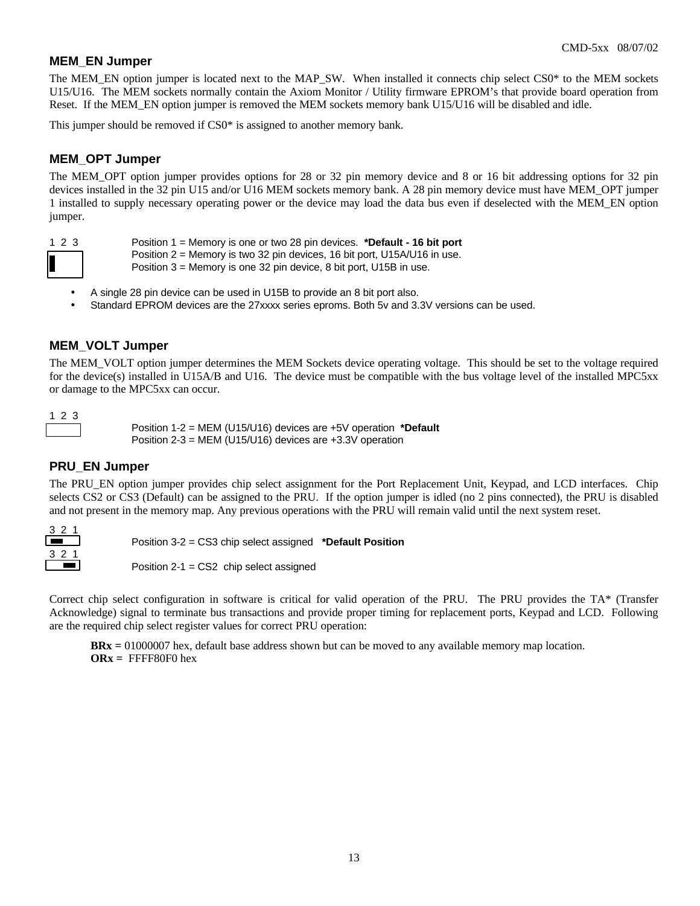## MEM_EN Jumper

The MEM_EN option jumper is located next to the MAP_SW. When installed it connects chip select CS0* to the MEM sockets U15/U16. The MEM sockets normally contain the Axiom Monitor / Utility firmware EPROM's that provide board operation from Reset. If the MEM_EN option jumper is removed the MEM sockets memory bank U15/U16 will be disabled and idle.

This jumper should be removed if CS0* is assigned to another memory bank.

## MEM_OPT Jumper

The MEM_OPT option jumper provides options for 28 or 32 pin memory device and 8 or 16 bit addressing options for 32 pin devices installed in the 32 pin U15 and/or U16 MEM sockets memory bank. A 28 pin memory device must have MEM_OPT jumper 1 installed to supply necessary operating power or the device may load the data bus even if deselected with the MEM_EN option jumper.

1 2 3

Position 1 = Memory is one or two 28 pin devices. **\*Default - 16 bit port**
Position 2 = Memory is two 32 pin devices, 16 bit port, U15A/U16 in use.
Position 3 = Memory is one 32 pin device, 8 bit port, U15B in use.

- A single 28 pin device can be used in U15B to provide an 8 bit port also.
- Standard EPROM devices are the 27xxxx series eproms. Both 5v and 3.3V versions can be used.

## MEM_VOLT Jumper

The MEM_VOLT option jumper determines the MEM Sockets device operating voltage. This should be set to the voltage required for the device(s) installed in U15A/B and U16. The device must be compatible with the bus voltage level of the installed MPC5xx or damage to the MPC5xx can occur.

1 2 3

Position 1-2 = MEM (U15/U16) devices are +5V operation **\*Default**
Position 2-3 = MEM (U15/U16) devices are +3.3V operation

## PRU_EN Jumper

The PRU_EN option jumper provides chip select assignment for the Port Replacement Unit, Keypad, and LCD interfaces. Chip selects CS2 or CS3 (Default) can be assigned to the PRU. If the option jumper is idled (no 2 pins connected), the PRU is disabled and not present in the memory map. Any previous operations with the PRU will remain valid until the next system reset.

3 2 1

Position 3-2 = CS3 chip select assigned **\*Default Position**

3 2 1

Position 2-1 = CS2 chip select assigned

Correct chip select configuration in software is critical for valid operation of the PRU. The PRU provides the TA* (Transfer Acknowledge) signal to terminate bus transactions and provide proper timing for replacement ports, Keypad and LCD. Following are the required chip select register values for correct PRU operation:

**BRx =** 01000007 hex, default base address shown but can be moved to any available memory map location.
**ORx =** FFFF80F0 hex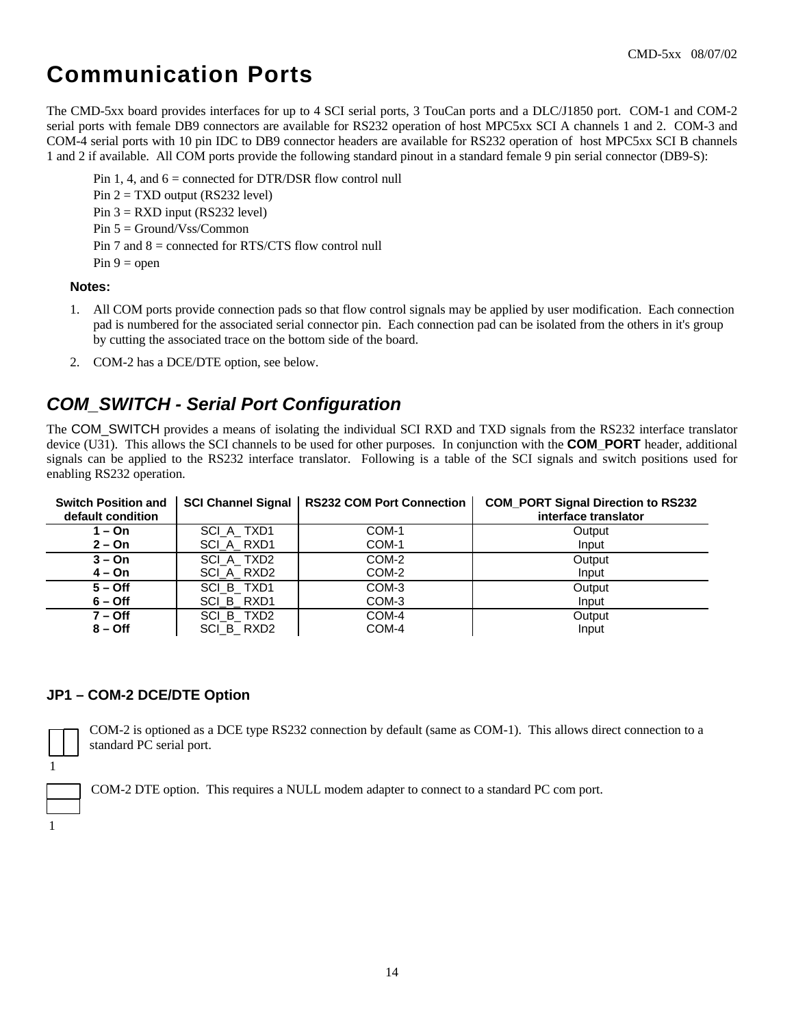# Communication Ports

The CMD-5xx board provides interfaces for up to 4 SCI serial ports, 3 TouCan ports and a DLC/J1850 port. COM-1 and COM-2 serial ports with female DB9 connectors are available for RS232 operation of host MPC5xx SCI A channels 1 and 2. COM-3 and COM-4 serial ports with 10 pin IDC to DB9 connector headers are available for RS232 operation of host MPC5xx SCI B channels 1 and 2 if available. All COM ports provide the following standard pinout in a standard female 9 pin serial connector (DB9-S):

Pin 1, 4, and 6 = connected for DTR/DSR flow control null
Pin 2 = TXD output (RS232 level)
Pin 3 = RXD input (RS232 level)
Pin 5 = Ground/Vss/Common
Pin 7 and 8 = connected for RTS/CTS flow control null
Pin 9 = open

**Notes:**

1. All COM ports provide connection pads so that flow control signals may be applied by user modification. Each connection pad is numbered for the associated serial connector pin. Each connection pad can be isolated from the others in it's group by cutting the associated trace on the bottom side of the board.
2. COM-2 has a DCE/DTE option, see below.

## *COM_SWITCH - Serial Port Configuration*

The COM_SWITCH provides a means of isolating the individual SCI RXD and TXD signals from the RS232 interface translator device (U31). This allows the SCI channels to be used for other purposes. In conjunction with the **COM_PORT** header, additional signals can be applied to the RS232 interface translator. Following is a table of the SCI signals and switch positions used for enabling RS232 operation.

| Switch Position and default condition | SCI Channel Signal | RS232 COM Port Connection | COM_PORT Signal Direction to RS232 interface translator |
|---|---|---|---|
| **1 – On** | SCI_A_ TXD1 | COM-1 | Output |
| **2 – On** | SCI_A_ RXD1 | COM-1 | Input |
| **3 – On** | SCI_A_ TXD2 | COM-2 | Output |
| **4 – On** | SCI_A_ RXD2 | COM-2 | Input |
| **5 – Off** | SCI_B_ TXD1 | COM-3 | Output |
| **6 – Off** | SCI_B_ RXD1 | COM-3 | Input |
| **7 – Off** | SCI_B_ TXD2 | COM-4 | Output |
| **8 – Off** | SCI_B_ RXD2 | COM-4 | Input |

### JP1 – COM-2 DCE/DTE Option

1

COM-2 is optioned as a DCE type RS232 connection by default (same as COM-1). This allows direct connection to a standard PC serial port.

1

COM-2 DTE option. This requires a NULL modem adapter to connect to a standard PC com port.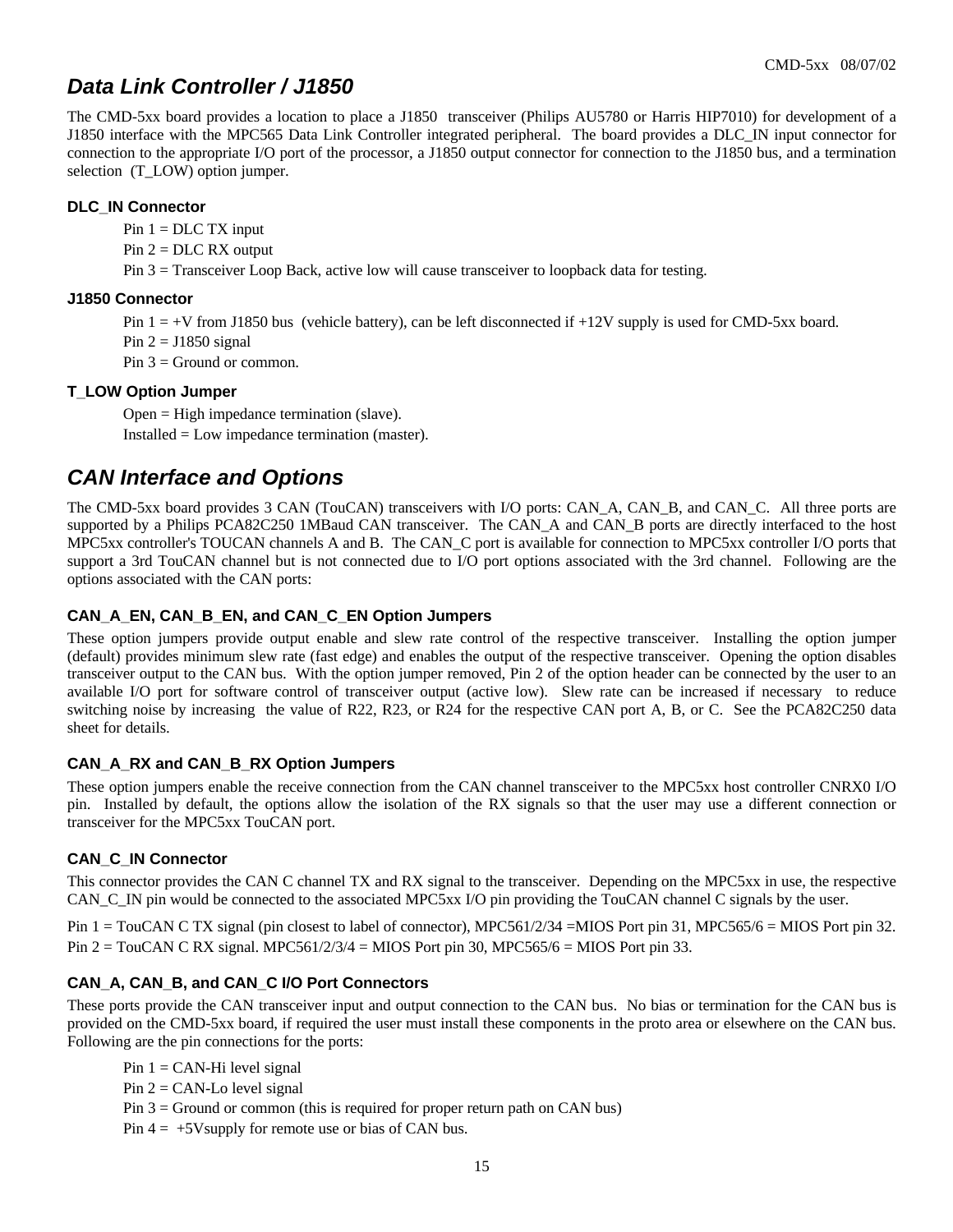## *Data Link Controller / J1850*

The CMD-5xx board provides a location to place a J1850 transceiver (Philips AU5780 or Harris HIP7010) for development of a J1850 interface with the MPC565 Data Link Controller integrated peripheral. The board provides a DLC_IN input connector for connection to the appropriate I/O port of the processor, a J1850 output connector for connection to the J1850 bus, and a termination selection (T_LOW) option jumper.

### DLC_IN Connector

Pin 1 = DLC TX input
Pin 2 = DLC RX output
Pin 3 = Transceiver Loop Back, active low will cause transceiver to loopback data for testing.

### J1850 Connector

Pin 1 = +V from J1850 bus (vehicle battery), can be left disconnected if +12V supply is used for CMD-5xx board.
Pin 2 = J1850 signal
Pin 3 = Ground or common.

### T_LOW Option Jumper

Open = High impedance termination (slave).
Installed = Low impedance termination (master).

## *CAN Interface and Options*

The CMD-5xx board provides 3 CAN (TouCAN) transceivers with I/O ports: CAN_A, CAN_B, and CAN_C. All three ports are supported by a Philips PCA82C250 1MBaud CAN transceiver. The CAN_A and CAN_B ports are directly interfaced to the host MPC5xx controller's TOUCAN channels A and B. The CAN_C port is available for connection to MPC5xx controller I/O ports that support a 3rd TouCAN channel but is not connected due to I/O port options associated with the 3rd channel. Following are the options associated with the CAN ports:

### CAN_A_EN, CAN_B_EN, and CAN_C_EN Option Jumpers

These option jumpers provide output enable and slew rate control of the respective transceiver. Installing the option jumper (default) provides minimum slew rate (fast edge) and enables the output of the respective transceiver. Opening the option disables transceiver output to the CAN bus. With the option jumper removed, Pin 2 of the option header can be connected by the user to an available I/O port for software control of transceiver output (active low). Slew rate can be increased if necessary to reduce switching noise by increasing the value of R22, R23, or R24 for the respective CAN port A, B, or C. See the PCA82C250 data sheet for details.

### CAN_A_RX and CAN_B_RX Option Jumpers

These option jumpers enable the receive connection from the CAN channel transceiver to the MPC5xx host controller CNRX0 I/O pin. Installed by default, the options allow the isolation of the RX signals so that the user may use a different connection or transceiver for the MPC5xx TouCAN port.

### CAN_C_IN Connector

This connector provides the CAN C channel TX and RX signal to the transceiver. Depending on the MPC5xx in use, the respective CAN_C_IN pin would be connected to the associated MPC5xx I/O pin providing the TouCAN channel C signals by the user.

Pin 1 = TouCAN C TX signal (pin closest to label of connector), MPC561/2/34 =MIOS Port pin 31, MPC565/6 = MIOS Port pin 32.
Pin 2 = TouCAN C RX signal. MPC561/2/3/4 = MIOS Port pin 30, MPC565/6 = MIOS Port pin 33.

### CAN_A, CAN_B, and CAN_C I/O Port Connectors

These ports provide the CAN transceiver input and output connection to the CAN bus. No bias or termination for the CAN bus is provided on the CMD-5xx board, if required the user must install these components in the proto area or elsewhere on the CAN bus. Following are the pin connections for the ports:

Pin 1 = CAN-Hi level signal
Pin 2 = CAN-Lo level signal
Pin 3 = Ground or common (this is required for proper return path on CAN bus)
Pin 4 = +5Vsupply for remote use or bias of CAN bus.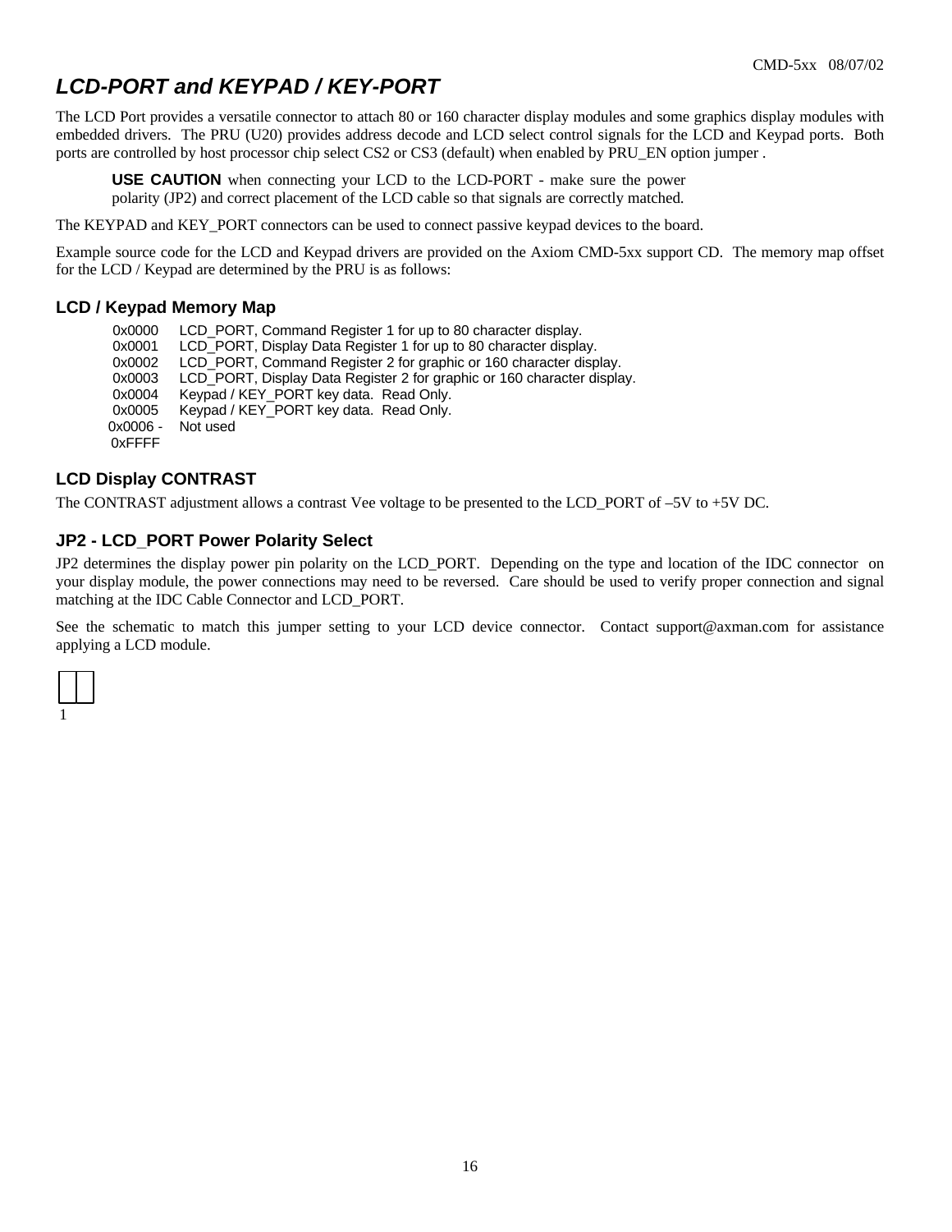## *LCD-PORT and KEYPAD / KEY-PORT*

The LCD Port provides a versatile connector to attach 80 or 160 character display modules and some graphics display modules with embedded drivers. The PRU (U20) provides address decode and LCD select control signals for the LCD and Keypad ports. Both ports are controlled by host processor chip select CS2 or CS3 (default) when enabled by PRU_EN option jumper .

> **USE CAUTION** when connecting your LCD to the LCD-PORT - make sure the power polarity (JP2) and correct placement of the LCD cable so that signals are correctly matched.

The KEYPAD and KEY_PORT connectors can be used to connect passive keypad devices to the board.

Example source code for the LCD and Keypad drivers are provided on the Axiom CMD-5xx support CD. The memory map offset for the LCD / Keypad are determined by the PRU is as follows:

### LCD / Keypad Memory Map

| Address | Description |
|---|---|
| 0x0000 | LCD_PORT, Command Register 1 for up to 80 character display. |
| 0x0001 | LCD_PORT, Display Data Register 1 for up to 80 character display. |
| 0x0002 | LCD_PORT, Command Register 2 for graphic or 160 character display. |
| 0x0003 | LCD_PORT, Display Data Register 2 for graphic or 160 character display. |
| 0x0004 | Keypad / KEY_PORT key data. Read Only. |
| 0x0005 | Keypad / KEY_PORT key data. Read Only. |
| 0x0006 - 0xFFFF | Not used |

### LCD Display CONTRAST

The CONTRAST adjustment allows a contrast Vee voltage to be presented to the LCD_PORT of –5V to +5V DC.

### JP2 - LCD_PORT Power Polarity Select

JP2 determines the display power pin polarity on the LCD_PORT. Depending on the type and location of the IDC connector on your display module, the power connections may need to be reversed. Care should be used to verify proper connection and signal matching at the IDC Cable Connector and LCD_PORT.

See the schematic to match this jumper setting to your LCD device connector. Contact support@axman.com for assistance applying a LCD module.

1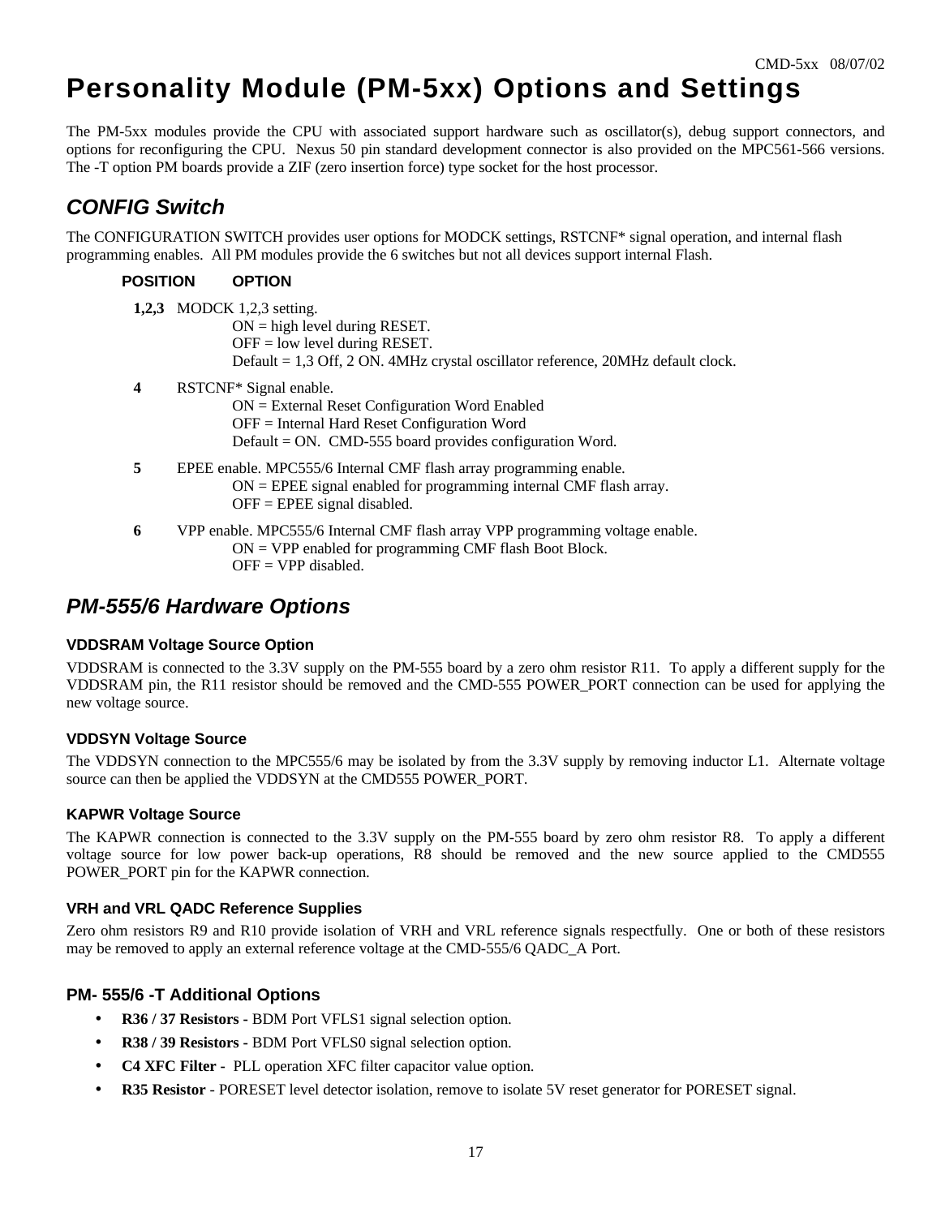# Personality Module (PM-5xx) Options and Settings

The PM-5xx modules provide the CPU with associated support hardware such as oscillator(s), debug support connectors, and options for reconfiguring the CPU. Nexus 50 pin standard development connector is also provided on the MPC561-566 versions. The -T option PM boards provide a ZIF (zero insertion force) type socket for the host processor.

## *CONFIG Switch*

The CONFIGURATION SWITCH provides user options for MODCK settings, RSTCNF* signal operation, and internal flash programming enables. All PM modules provide the 6 switches but not all devices support internal Flash.

**POSITION OPTION**

**1,2,3** MODCK 1,2,3 setting.
ON = high level during RESET.
OFF = low level during RESET.
Default = 1,3 Off, 2 ON. 4MHz crystal oscillator reference, 20MHz default clock.

**4** RSTCNF* Signal enable.
ON = External Reset Configuration Word Enabled
OFF = Internal Hard Reset Configuration Word
Default = ON. CMD-555 board provides configuration Word.

**5** EPEE enable. MPC555/6 Internal CMF flash array programming enable.
ON = EPEE signal enabled for programming internal CMF flash array.
OFF = EPEE signal disabled.

**6** VPP enable. MPC555/6 Internal CMF flash array VPP programming voltage enable.
ON = VPP enabled for programming CMF flash Boot Block.
OFF = VPP disabled.

## *PM-555/6 Hardware Options*

### VDDSRAM Voltage Source Option

VDDSRAM is connected to the 3.3V supply on the PM-555 board by a zero ohm resistor R11. To apply a different supply for the VDDSRAM pin, the R11 resistor should be removed and the CMD-555 POWER_PORT connection can be used for applying the new voltage source.

### VDDSYN Voltage Source

The VDDSYN connection to the MPC555/6 may be isolated by from the 3.3V supply by removing inductor L1. Alternate voltage source can then be applied the VDDSYN at the CMD555 POWER_PORT.

### KAPWR Voltage Source

The KAPWR connection is connected to the 3.3V supply on the PM-555 board by zero ohm resistor R8. To apply a different voltage source for low power back-up operations, R8 should be removed and the new source applied to the CMD555 POWER_PORT pin for the KAPWR connection.

### VRH and VRL QADC Reference Supplies

Zero ohm resistors R9 and R10 provide isolation of VRH and VRL reference signals respectfully. One or both of these resistors may be removed to apply an external reference voltage at the CMD-555/6 QADC_A Port.

### PM- 555/6 -T Additional Options

- **R36 / 37 Resistors -** BDM Port VFLS1 signal selection option.
- **R38 / 39 Resistors -** BDM Port VFLS0 signal selection option.
- **C4 XFC Filter -** PLL operation XFC filter capacitor value option.
- **R35 Resistor** - PORESET level detector isolation, remove to isolate 5V reset generator for PORESET signal.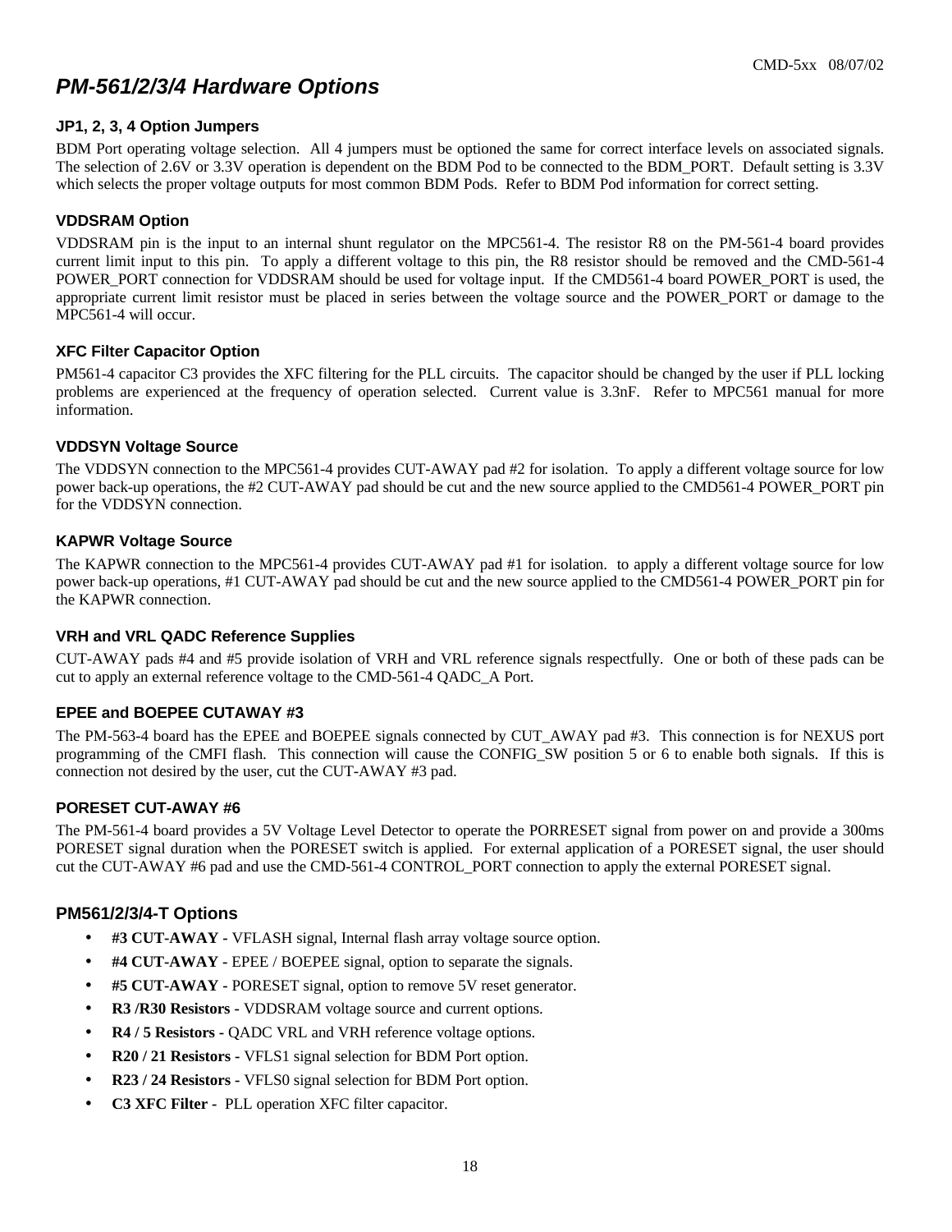# PM-561/2/3/4 Hardware Options

### JP1, 2, 3, 4 Option Jumpers

BDM Port operating voltage selection. All 4 jumpers must be optioned the same for correct interface levels on associated signals. The selection of 2.6V or 3.3V operation is dependent on the BDM Pod to be connected to the BDM_PORT. Default setting is 3.3V which selects the proper voltage outputs for most common BDM Pods. Refer to BDM Pod information for correct setting.

### VDDSRAM Option

VDDSRAM pin is the input to an internal shunt regulator on the MPC561-4. The resistor R8 on the PM-561-4 board provides current limit input to this pin. To apply a different voltage to this pin, the R8 resistor should be removed and the CMD-561-4 POWER_PORT connection for VDDSRAM should be used for voltage input. If the CMD561-4 board POWER_PORT is used, the appropriate current limit resistor must be placed in series between the voltage source and the POWER_PORT or damage to the MPC561-4 will occur.

### XFC Filter Capacitor Option

PM561-4 capacitor C3 provides the XFC filtering for the PLL circuits. The capacitor should be changed by the user if PLL locking problems are experienced at the frequency of operation selected. Current value is 3.3nF. Refer to MPC561 manual for more information.

### VDDSYN Voltage Source

The VDDSYN connection to the MPC561-4 provides CUT-AWAY pad #2 for isolation. To apply a different voltage source for low power back-up operations, the #2 CUT-AWAY pad should be cut and the new source applied to the CMD561-4 POWER_PORT pin for the VDDSYN connection.

### KAPWR Voltage Source

The KAPWR connection to the MPC561-4 provides CUT-AWAY pad #1 for isolation. to apply a different voltage source for low power back-up operations, #1 CUT-AWAY pad should be cut and the new source applied to the CMD561-4 POWER_PORT pin for the KAPWR connection.

### VRH and VRL QADC Reference Supplies

CUT-AWAY pads #4 and #5 provide isolation of VRH and VRL reference signals respectfully. One or both of these pads can be cut to apply an external reference voltage to the CMD-561-4 QADC_A Port.

### EPEE and BOEPEE CUTAWAY #3

The PM-563-4 board has the EPEE and BOEPEE signals connected by CUT_AWAY pad #3. This connection is for NEXUS port programming of the CMFI flash. This connection will cause the CONFIG_SW position 5 or 6 to enable both signals. If this is connection not desired by the user, cut the CUT-AWAY #3 pad.

### PORESET CUT-AWAY #6

The PM-561-4 board provides a 5V Voltage Level Detector to operate the PORRESET signal from power on and provide a 300ms PORESET signal duration when the PORESET switch is applied. For external application of a PORESET signal, the user should cut the CUT-AWAY #6 pad and use the CMD-561-4 CONTROL_PORT connection to apply the external PORESET signal.

## PM561/2/3/4-T Options

- **#3 CUT-AWAY -** VFLASH signal, Internal flash array voltage source option.
- **#4 CUT-AWAY -** EPEE / BOEPEE signal, option to separate the signals.
- **#5 CUT-AWAY -** PORESET signal, option to remove 5V reset generator.
- **R3 /R30 Resistors -** VDDSRAM voltage source and current options.
- **R4 / 5 Resistors -** QADC VRL and VRH reference voltage options.
- **R20 / 21 Resistors -** VFLS1 signal selection for BDM Port option.
- **R23 / 24 Resistors -** VFLS0 signal selection for BDM Port option.
- **C3 XFC Filter -** PLL operation XFC filter capacitor.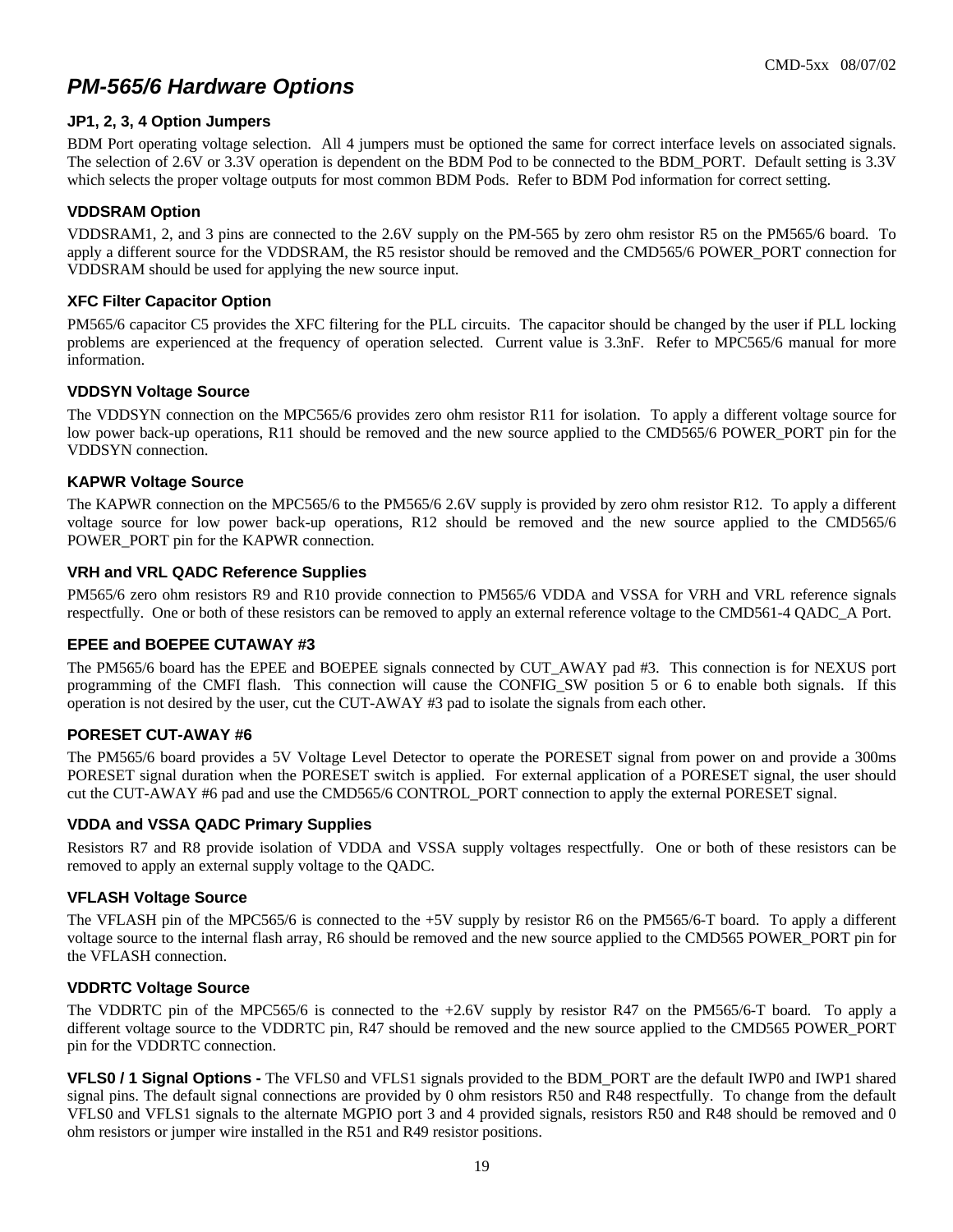# PM-565/6 Hardware Options

### JP1, 2, 3, 4 Option Jumpers

BDM Port operating voltage selection. All 4 jumpers must be optioned the same for correct interface levels on associated signals. The selection of 2.6V or 3.3V operation is dependent on the BDM Pod to be connected to the BDM_PORT. Default setting is 3.3V which selects the proper voltage outputs for most common BDM Pods. Refer to BDM Pod information for correct setting.

### VDDSRAM Option

VDDSRAM1, 2, and 3 pins are connected to the 2.6V supply on the PM-565 by zero ohm resistor R5 on the PM565/6 board. To apply a different source for the VDDSRAM, the R5 resistor should be removed and the CMD565/6 POWER_PORT connection for VDDSRAM should be used for applying the new source input.

### XFC Filter Capacitor Option

PM565/6 capacitor C5 provides the XFC filtering for the PLL circuits. The capacitor should be changed by the user if PLL locking problems are experienced at the frequency of operation selected. Current value is 3.3nF. Refer to MPC565/6 manual for more information.

### VDDSYN Voltage Source

The VDDSYN connection on the MPC565/6 provides zero ohm resistor R11 for isolation. To apply a different voltage source for low power back-up operations, R11 should be removed and the new source applied to the CMD565/6 POWER_PORT pin for the VDDSYN connection.

### KAPWR Voltage Source

The KAPWR connection on the MPC565/6 to the PM565/6 2.6V supply is provided by zero ohm resistor R12. To apply a different voltage source for low power back-up operations, R12 should be removed and the new source applied to the CMD565/6 POWER_PORT pin for the KAPWR connection.

### VRH and VRL QADC Reference Supplies

PM565/6 zero ohm resistors R9 and R10 provide connection to PM565/6 VDDA and VSSA for VRH and VRL reference signals respectfully. One or both of these resistors can be removed to apply an external reference voltage to the CMD561-4 QADC_A Port.

### EPEE and BOEPEE CUTAWAY #3

The PM565/6 board has the EPEE and BOEPEE signals connected by CUT_AWAY pad #3. This connection is for NEXUS port programming of the CMFI flash. This connection will cause the CONFIG_SW position 5 or 6 to enable both signals. If this operation is not desired by the user, cut the CUT-AWAY #3 pad to isolate the signals from each other.

### PORESET CUT-AWAY #6

The PM565/6 board provides a 5V Voltage Level Detector to operate the PORESET signal from power on and provide a 300ms PORESET signal duration when the PORESET switch is applied. For external application of a PORESET signal, the user should cut the CUT-AWAY #6 pad and use the CMD565/6 CONTROL_PORT connection to apply the external PORESET signal.

### VDDA and VSSA QADC Primary Supplies

Resistors R7 and R8 provide isolation of VDDA and VSSA supply voltages respectfully. One or both of these resistors can be removed to apply an external supply voltage to the QADC.

### VFLASH Voltage Source

The VFLASH pin of the MPC565/6 is connected to the +5V supply by resistor R6 on the PM565/6-T board. To apply a different voltage source to the internal flash array, R6 should be removed and the new source applied to the CMD565 POWER_PORT pin for the VFLASH connection.

### VDDRTC Voltage Source

The VDDRTC pin of the MPC565/6 is connected to the +2.6V supply by resistor R47 on the PM565/6-T board. To apply a different voltage source to the VDDRTC pin, R47 should be removed and the new source applied to the CMD565 POWER_PORT pin for the VDDRTC connection.

**VFLS0 / 1 Signal Options -** The VFLS0 and VFLS1 signals provided to the BDM_PORT are the default IWP0 and IWP1 shared signal pins. The default signal connections are provided by 0 ohm resistors R50 and R48 respectfully. To change from the default VFLS0 and VFLS1 signals to the alternate MGPIO port 3 and 4 provided signals, resistors R50 and R48 should be removed and 0 ohm resistors or jumper wire installed in the R51 and R49 resistor positions.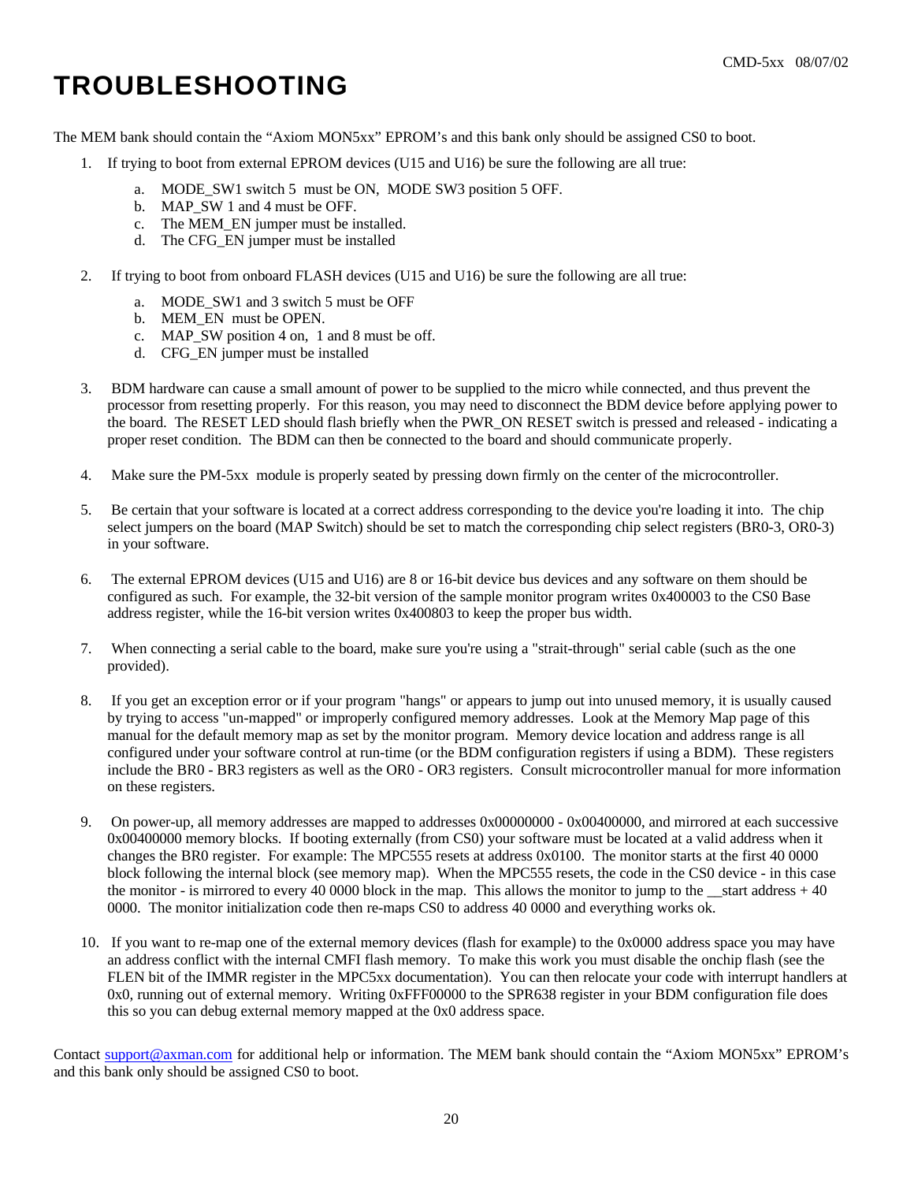# TROUBLESHOOTING

The MEM bank should contain the "Axiom MON5xx" EPROM's and this bank only should be assigned CS0 to boot.

1. If trying to boot from external EPROM devices (U15 and U16) be sure the following are all true:
   a. MODE_SW1 switch 5 must be ON, MODE SW3 position 5 OFF.
   b. MAP_SW 1 and 4 must be OFF.
   c. The MEM_EN jumper must be installed.
   d. The CFG_EN jumper must be installed

2. If trying to boot from onboard FLASH devices (U15 and U16) be sure the following are all true:
   a. MODE_SW1 and 3 switch 5 must be OFF
   b. MEM_EN must be OPEN.
   c. MAP_SW position 4 on, 1 and 8 must be off.
   d. CFG_EN jumper must be installed

3. BDM hardware can cause a small amount of power to be supplied to the micro while connected, and thus prevent the processor from resetting properly. For this reason, you may need to disconnect the BDM device before applying power to the board. The RESET LED should flash briefly when the PWR_ON RESET switch is pressed and released - indicating a proper reset condition. The BDM can then be connected to the board and should communicate properly.

4. Make sure the PM-5xx module is properly seated by pressing down firmly on the center of the microcontroller.

5. Be certain that your software is located at a correct address corresponding to the device you're loading it into. The chip select jumpers on the board (MAP Switch) should be set to match the corresponding chip select registers (BR0-3, OR0-3) in your software.

6. The external EPROM devices (U15 and U16) are 8 or 16-bit device bus devices and any software on them should be configured as such. For example, the 32-bit version of the sample monitor program writes 0x400003 to the CS0 Base address register, while the 16-bit version writes 0x400803 to keep the proper bus width.

7. When connecting a serial cable to the board, make sure you're using a "strait-through" serial cable (such as the one provided).

8. If you get an exception error or if your program "hangs" or appears to jump out into unused memory, it is usually caused by trying to access "un-mapped" or improperly configured memory addresses. Look at the Memory Map page of this manual for the default memory map as set by the monitor program. Memory device location and address range is all configured under your software control at run-time (or the BDM configuration registers if using a BDM). These registers include the BR0 - BR3 registers as well as the OR0 - OR3 registers. Consult microcontroller manual for more information on these registers.

9. On power-up, all memory addresses are mapped to addresses 0x00000000 - 0x00400000, and mirrored at each successive 0x00400000 memory blocks. If booting externally (from CS0) your software must be located at a valid address when it changes the BR0 register. For example: The MPC555 resets at address 0x0100. The monitor starts at the first 40 0000 block following the internal block (see memory map). When the MPC555 resets, the code in the CS0 device - in this case the monitor - is mirrored to every 40 0000 block in the map. This allows the monitor to jump to the __start address + 40 0000. The monitor initialization code then re-maps CS0 to address 40 0000 and everything works ok.

10. If you want to re-map one of the external memory devices (flash for example) to the 0x0000 address space you may have an address conflict with the internal CMFI flash memory. To make this work you must disable the onchip flash (see the FLEN bit of the IMMR register in the MPC5xx documentation). You can then relocate your code with interrupt handlers at 0x0, running out of external memory. Writing 0xFFF00000 to the SPR638 register in your BDM configuration file does this so you can debug external memory mapped at the 0x0 address space.

Contact support@axman.com for additional help or information. The MEM bank should contain the "Axiom MON5xx" EPROM's and this bank only should be assigned CS0 to boot.